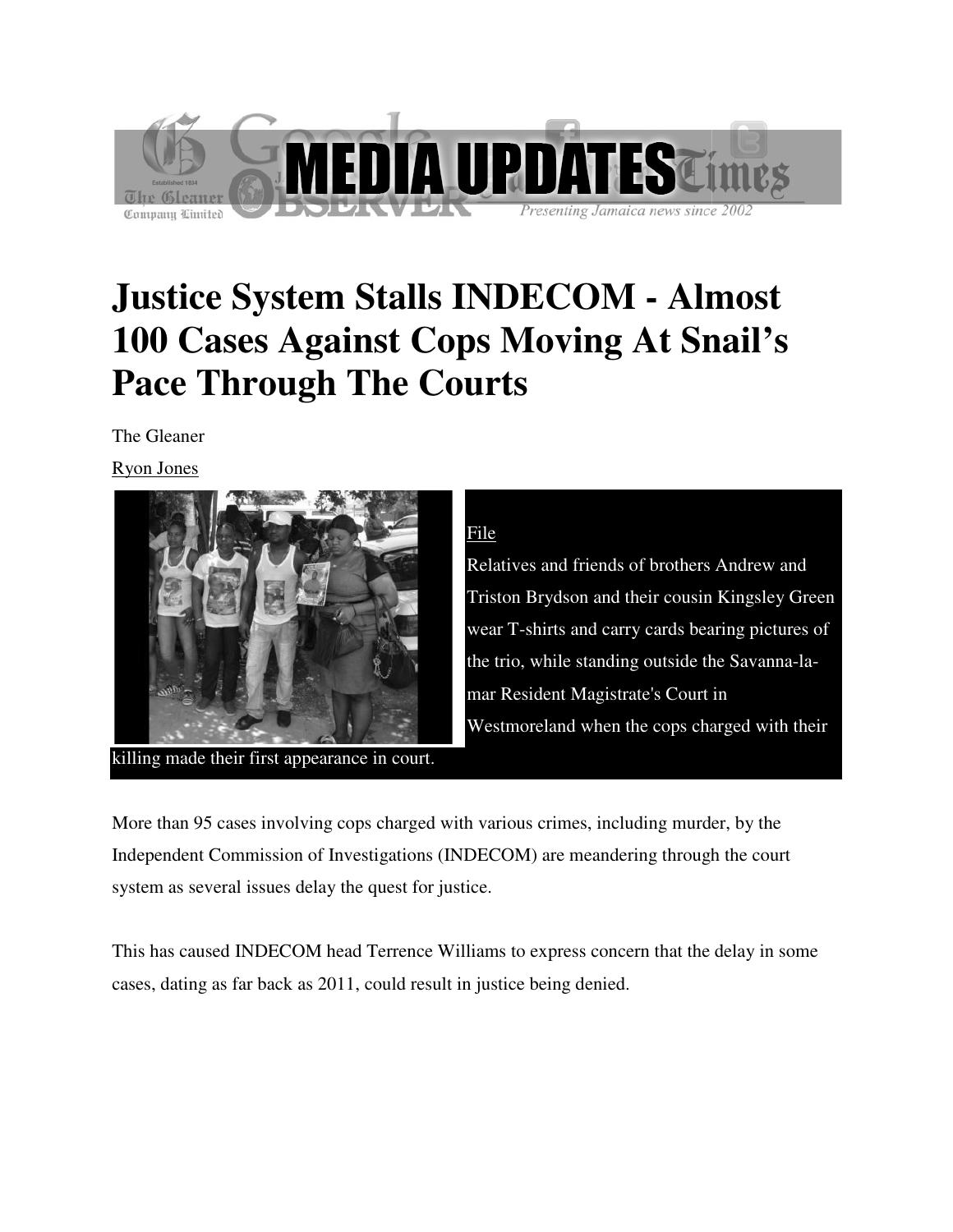# Justice System Stalls INDECOM - Almost 100 Cases Against Cops Moving At Snail's Pace Through The Courts

The Gleaner

Ryon Jones

File

Relatives and friends of brothers Andrew and Triston Brydson and their cousin Kingsley Green wear T-shirts and carry cards bearing pictures of the trio, while standing outside the Savanna-la-mar Resident Magistrate's Court in Westmoreland when the cops charged with their killing made their first appearance in court.

More than 95 cases involving cops charged with various crimes, including murder, by the Independent Commission of Investigations (INDECOM) are meandering through the court system as several issues delay the quest for justice.

This has caused INDECOM head Terrence Williams to express concern that the delay in some cases, dating as far back as 2011, could result in justice being denied.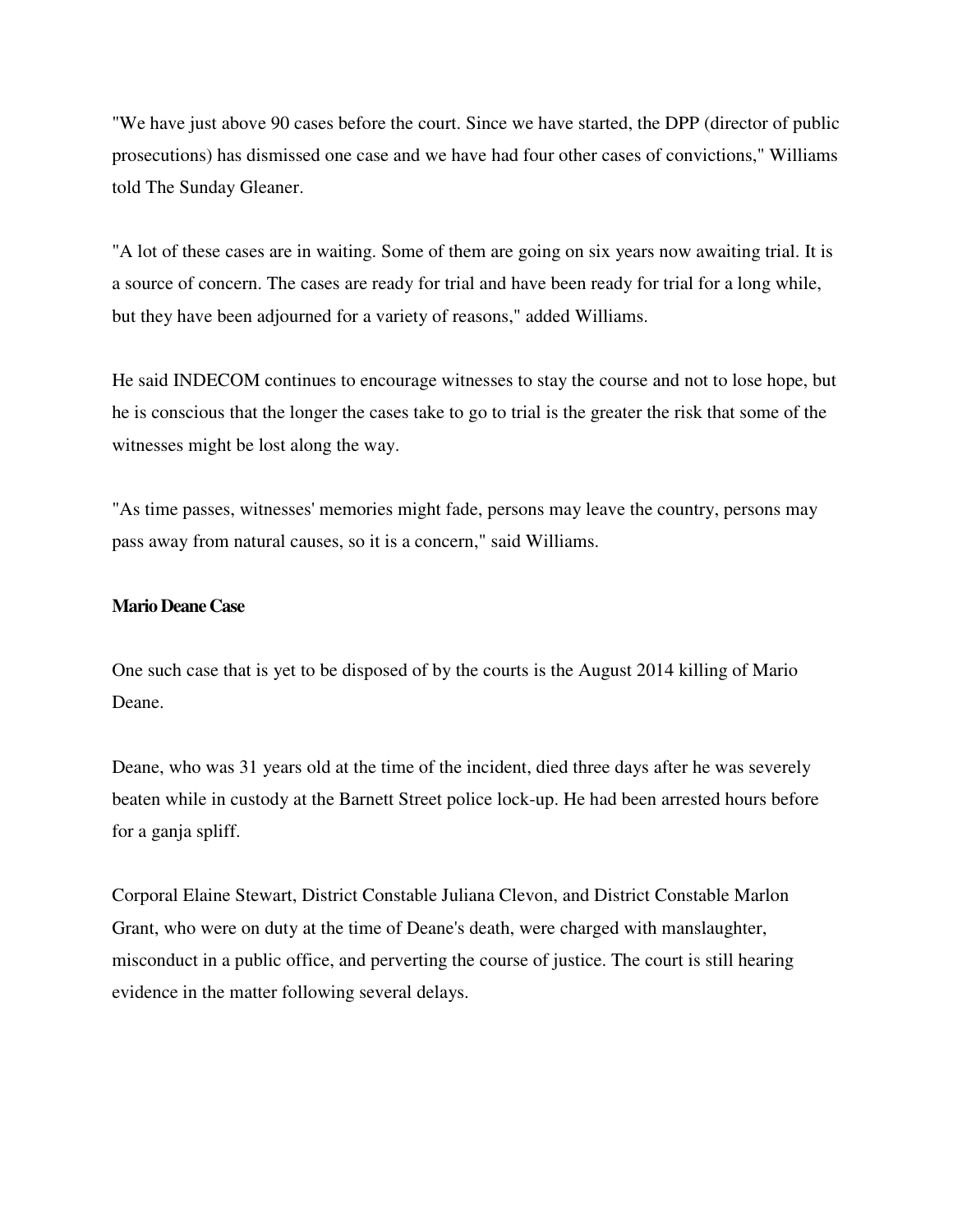"We have just above 90 cases before the court. Since we have started, the DPP (director of public prosecutions) has dismissed one case and we have had four other cases of convictions," Williams told The Sunday Gleaner.

"A lot of these cases are in waiting. Some of them are going on six years now awaiting trial. It is a source of concern. The cases are ready for trial and have been ready for trial for a long while, but they have been adjourned for a variety of reasons," added Williams.

He said INDECOM continues to encourage witnesses to stay the course and not to lose hope, but he is conscious that the longer the cases take to go to trial is the greater the risk that some of the witnesses might be lost along the way.

"As time passes, witnesses' memories might fade, persons may leave the country, persons may pass away from natural causes, so it is a concern," said Williams.

**Mario Deane Case**

One such case that is yet to be disposed of by the courts is the August 2014 killing of Mario Deane.

Deane, who was 31 years old at the time of the incident, died three days after he was severely beaten while in custody at the Barnett Street police lock-up. He had been arrested hours before for a ganja spliff.

Corporal Elaine Stewart, District Constable Juliana Clevon, and District Constable Marlon Grant, who were on duty at the time of Deane's death, were charged with manslaughter, misconduct in a public office, and perverting the course of justice. The court is still hearing evidence in the matter following several delays.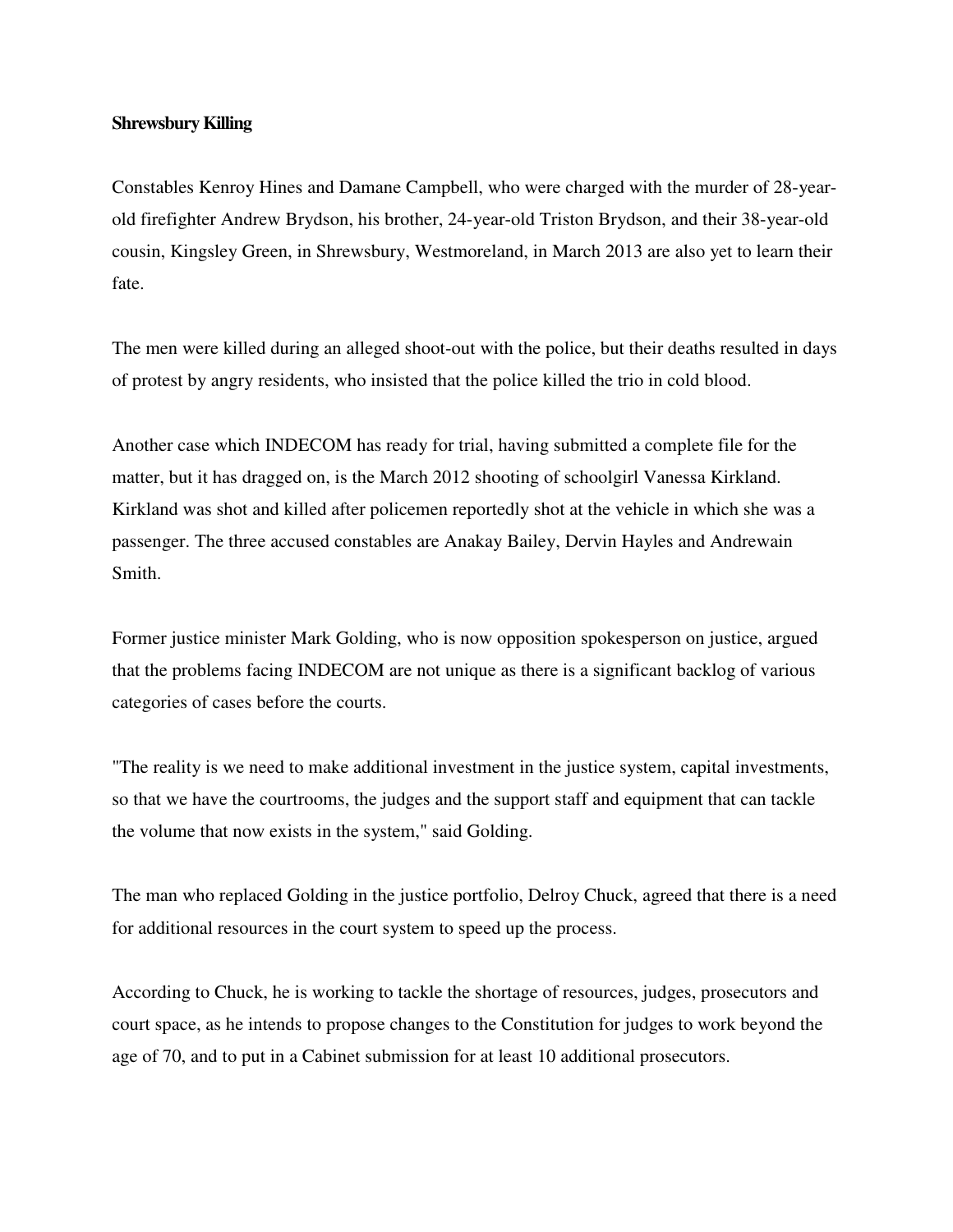**Shrewsbury Killing**

Constables Kenroy Hines and Damane Campbell, who were charged with the murder of 28-year-old firefighter Andrew Brydson, his brother, 24-year-old Triston Brydson, and their 38-year-old cousin, Kingsley Green, in Shrewsbury, Westmoreland, in March 2013 are also yet to learn their fate.

The men were killed during an alleged shoot-out with the police, but their deaths resulted in days of protest by angry residents, who insisted that the police killed the trio in cold blood.

Another case which INDECOM has ready for trial, having submitted a complete file for the matter, but it has dragged on, is the March 2012 shooting of schoolgirl Vanessa Kirkland. Kirkland was shot and killed after policemen reportedly shot at the vehicle in which she was a passenger. The three accused constables are Anakay Bailey, Dervin Hayles and Andrewain Smith.

Former justice minister Mark Golding, who is now opposition spokesperson on justice, argued that the problems facing INDECOM are not unique as there is a significant backlog of various categories of cases before the courts.

"The reality is we need to make additional investment in the justice system, capital investments, so that we have the courtrooms, the judges and the support staff and equipment that can tackle the volume that now exists in the system," said Golding.

The man who replaced Golding in the justice portfolio, Delroy Chuck, agreed that there is a need for additional resources in the court system to speed up the process.

According to Chuck, he is working to tackle the shortage of resources, judges, prosecutors and court space, as he intends to propose changes to the Constitution for judges to work beyond the age of 70, and to put in a Cabinet submission for at least 10 additional prosecutors.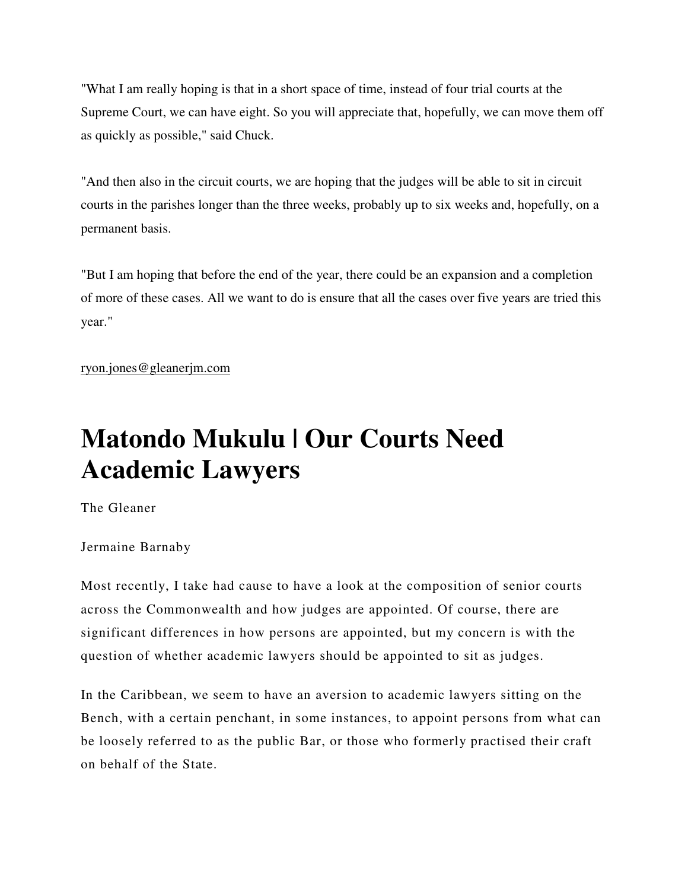"What I am really hoping is that in a short space of time, instead of four trial courts at the Supreme Court, we can have eight. So you will appreciate that, hopefully, we can move them off as quickly as possible," said Chuck.

"And then also in the circuit courts, we are hoping that the judges will be able to sit in circuit courts in the parishes longer than the three weeks, probably up to six weeks and, hopefully, on a permanent basis.

"But I am hoping that before the end of the year, there could be an expansion and a completion of more of these cases. All we want to do is ensure that all the cases over five years are tried this year."

ryon.jones@gleanerjm.com

# Matondo Mukulu | Our Courts Need Academic Lawyers

The Gleaner

Jermaine Barnaby

Most recently, I take had cause to have a look at the composition of senior courts across the Commonwealth and how judges are appointed. Of course, there are significant differences in how persons are appointed, but my concern is with the question of whether academic lawyers should be appointed to sit as judges.

In the Caribbean, we seem to have an aversion to academic lawyers sitting on the Bench, with a certain penchant, in some instances, to appoint persons from what can be loosely referred to as the public Bar, or those who formerly practised their craft on behalf of the State.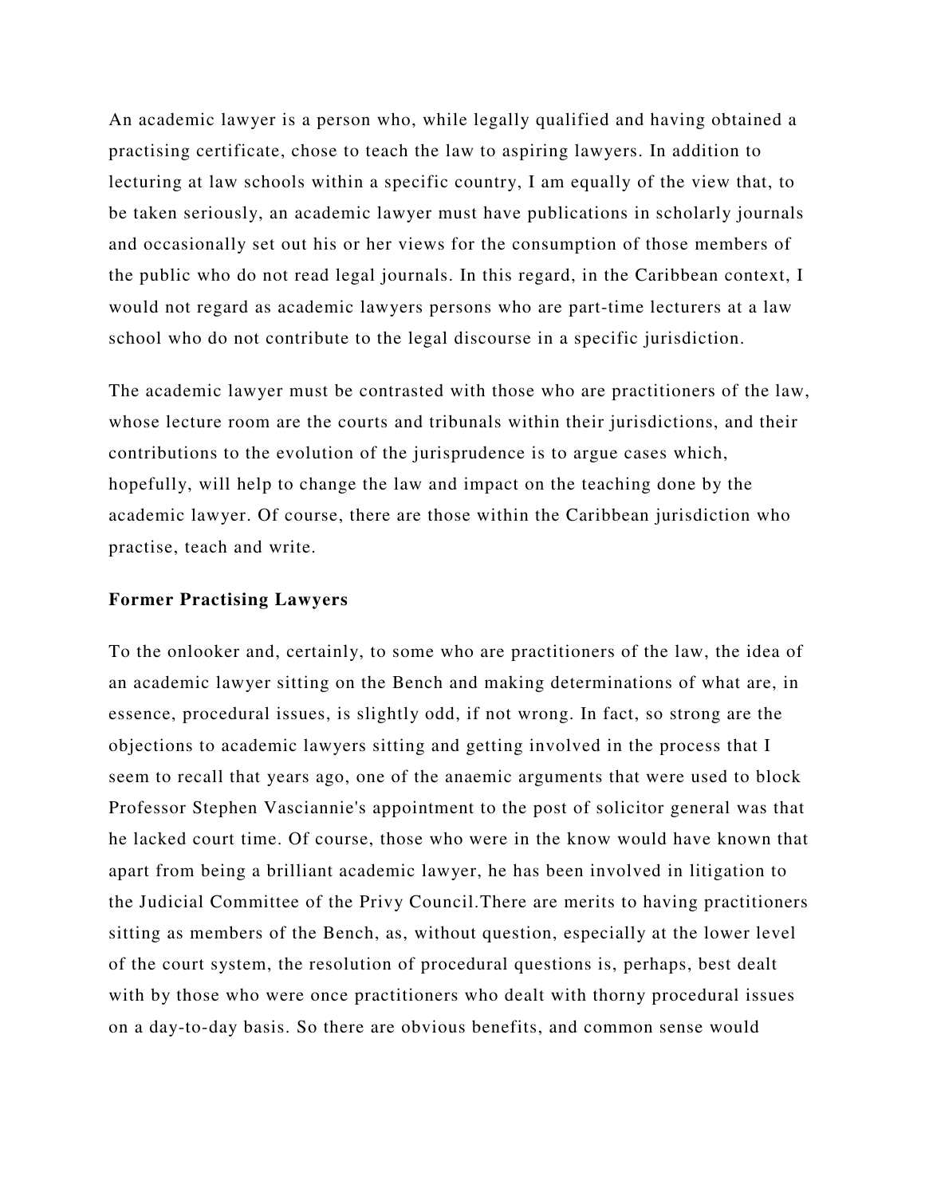An academic lawyer is a person who, while legally qualified and having obtained a practising certificate, chose to teach the law to aspiring lawyers. In addition to lecturing at law schools within a specific country, I am equally of the view that, to be taken seriously, an academic lawyer must have publications in scholarly journals and occasionally set out his or her views for the consumption of those members of the public who do not read legal journals. In this regard, in the Caribbean context, I would not regard as academic lawyers persons who are part-time lecturers at a law school who do not contribute to the legal discourse in a specific jurisdiction.

The academic lawyer must be contrasted with those who are practitioners of the law, whose lecture room are the courts and tribunals within their jurisdictions, and their contributions to the evolution of the jurisprudence is to argue cases which, hopefully, will help to change the law and impact on the teaching done by the academic lawyer. Of course, there are those within the Caribbean jurisdiction who practise, teach and write.

**Former Practising Lawyers**

To the onlooker and, certainly, to some who are practitioners of the law, the idea of an academic lawyer sitting on the Bench and making determinations of what are, in essence, procedural issues, is slightly odd, if not wrong. In fact, so strong are the objections to academic lawyers sitting and getting involved in the process that I seem to recall that years ago, one of the anaemic arguments that were used to block Professor Stephen Vasciannie's appointment to the post of solicitor general was that he lacked court time. Of course, those who were in the know would have known that apart from being a brilliant academic lawyer, he has been involved in litigation to the Judicial Committee of the Privy Council.There are merits to having practitioners sitting as members of the Bench, as, without question, especially at the lower level of the court system, the resolution of procedural questions is, perhaps, best dealt with by those who were once practitioners who dealt with thorny procedural issues on a day-to-day basis. So there are obvious benefits, and common sense would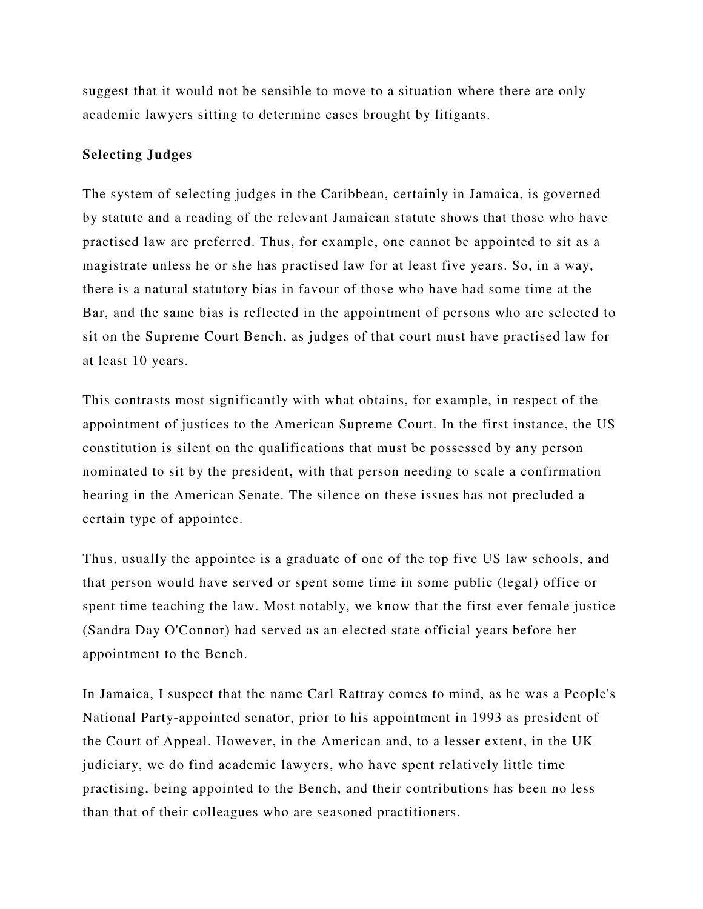suggest that it would not be sensible to move to a situation where there are only academic lawyers sitting to determine cases brought by litigants.

**Selecting Judges**

The system of selecting judges in the Caribbean, certainly in Jamaica, is governed by statute and a reading of the relevant Jamaican statute shows that those who have practised law are preferred. Thus, for example, one cannot be appointed to sit as a magistrate unless he or she has practised law for at least five years. So, in a way, there is a natural statutory bias in favour of those who have had some time at the Bar, and the same bias is reflected in the appointment of persons who are selected to sit on the Supreme Court Bench, as judges of that court must have practised law for at least 10 years.

This contrasts most significantly with what obtains, for example, in respect of the appointment of justices to the American Supreme Court. In the first instance, the US constitution is silent on the qualifications that must be possessed by any person nominated to sit by the president, with that person needing to scale a confirmation hearing in the American Senate. The silence on these issues has not precluded a certain type of appointee.

Thus, usually the appointee is a graduate of one of the top five US law schools, and that person would have served or spent some time in some public (legal) office or spent time teaching the law. Most notably, we know that the first ever female justice (Sandra Day O'Connor) had served as an elected state official years before her appointment to the Bench.

In Jamaica, I suspect that the name Carl Rattray comes to mind, as he was a People's National Party-appointed senator, prior to his appointment in 1993 as president of the Court of Appeal. However, in the American and, to a lesser extent, in the UK judiciary, we do find academic lawyers, who have spent relatively little time practising, being appointed to the Bench, and their contributions has been no less than that of their colleagues who are seasoned practitioners.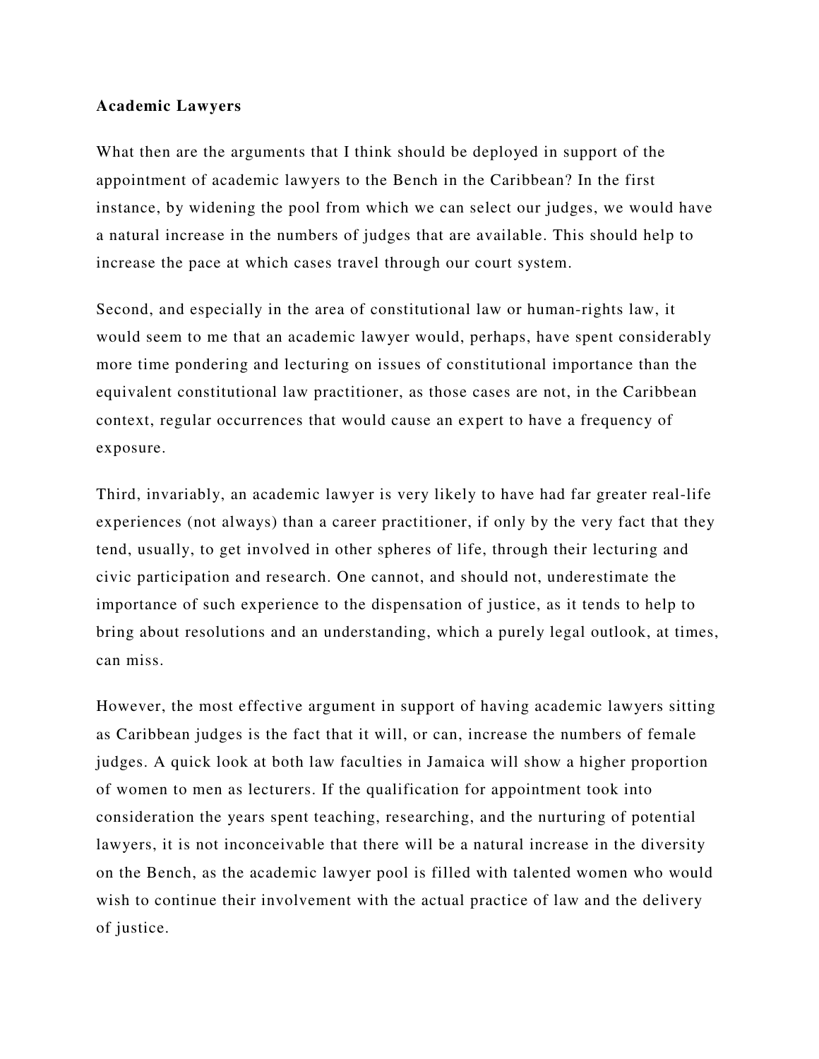**Academic Lawyers**

What then are the arguments that I think should be deployed in support of the appointment of academic lawyers to the Bench in the Caribbean? In the first instance, by widening the pool from which we can select our judges, we would have a natural increase in the numbers of judges that are available. This should help to increase the pace at which cases travel through our court system.

Second, and especially in the area of constitutional law or human-rights law, it would seem to me that an academic lawyer would, perhaps, have spent considerably more time pondering and lecturing on issues of constitutional importance than the equivalent constitutional law practitioner, as those cases are not, in the Caribbean context, regular occurrences that would cause an expert to have a frequency of exposure.

Third, invariably, an academic lawyer is very likely to have had far greater real-life experiences (not always) than a career practitioner, if only by the very fact that they tend, usually, to get involved in other spheres of life, through their lecturing and civic participation and research. One cannot, and should not, underestimate the importance of such experience to the dispensation of justice, as it tends to help to bring about resolutions and an understanding, which a purely legal outlook, at times, can miss.

However, the most effective argument in support of having academic lawyers sitting as Caribbean judges is the fact that it will, or can, increase the numbers of female judges. A quick look at both law faculties in Jamaica will show a higher proportion of women to men as lecturers. If the qualification for appointment took into consideration the years spent teaching, researching, and the nurturing of potential lawyers, it is not inconceivable that there will be a natural increase in the diversity on the Bench, as the academic lawyer pool is filled with talented women who would wish to continue their involvement with the actual practice of law and the delivery of justice.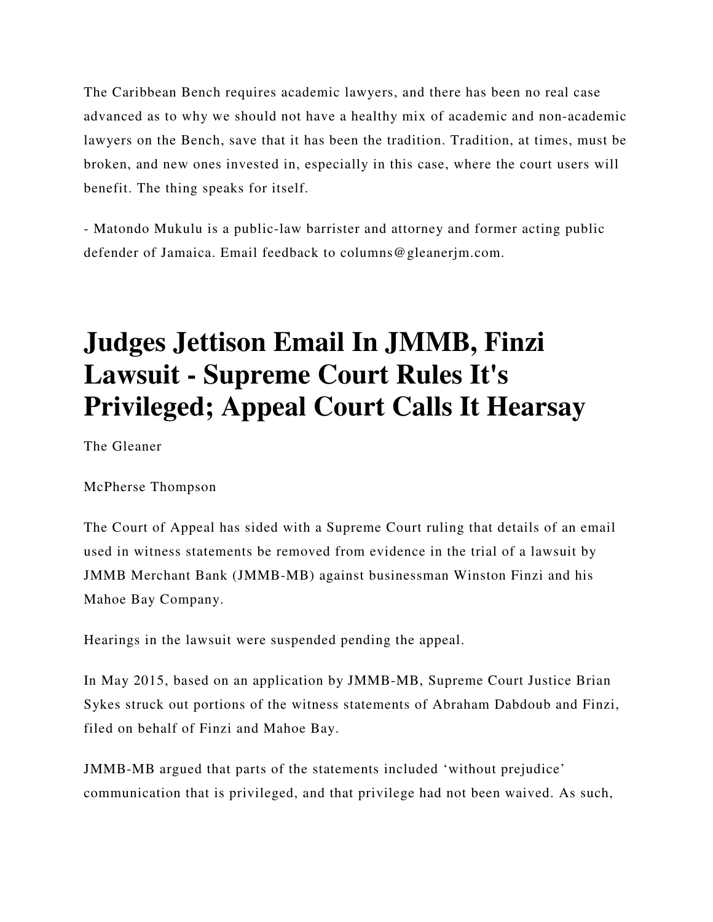The Caribbean Bench requires academic lawyers, and there has been no real case advanced as to why we should not have a healthy mix of academic and non-academic lawyers on the Bench, save that it has been the tradition. Tradition, at times, must be broken, and new ones invested in, especially in this case, where the court users will benefit. The thing speaks for itself.

- Matondo Mukulu is a public-law barrister and attorney and former acting public defender of Jamaica. Email feedback to columns@gleanerjm.com.

# Judges Jettison Email In JMMB, Finzi Lawsuit - Supreme Court Rules It's Privileged; Appeal Court Calls It Hearsay

The Gleaner

McPherse Thompson

The Court of Appeal has sided with a Supreme Court ruling that details of an email used in witness statements be removed from evidence in the trial of a lawsuit by JMMB Merchant Bank (JMMB-MB) against businessman Winston Finzi and his Mahoe Bay Company.

Hearings in the lawsuit were suspended pending the appeal.

In May 2015, based on an application by JMMB-MB, Supreme Court Justice Brian Sykes struck out portions of the witness statements of Abraham Dabdoub and Finzi, filed on behalf of Finzi and Mahoe Bay.

JMMB-MB argued that parts of the statements included 'without prejudice' communication that is privileged, and that privilege had not been waived. As such,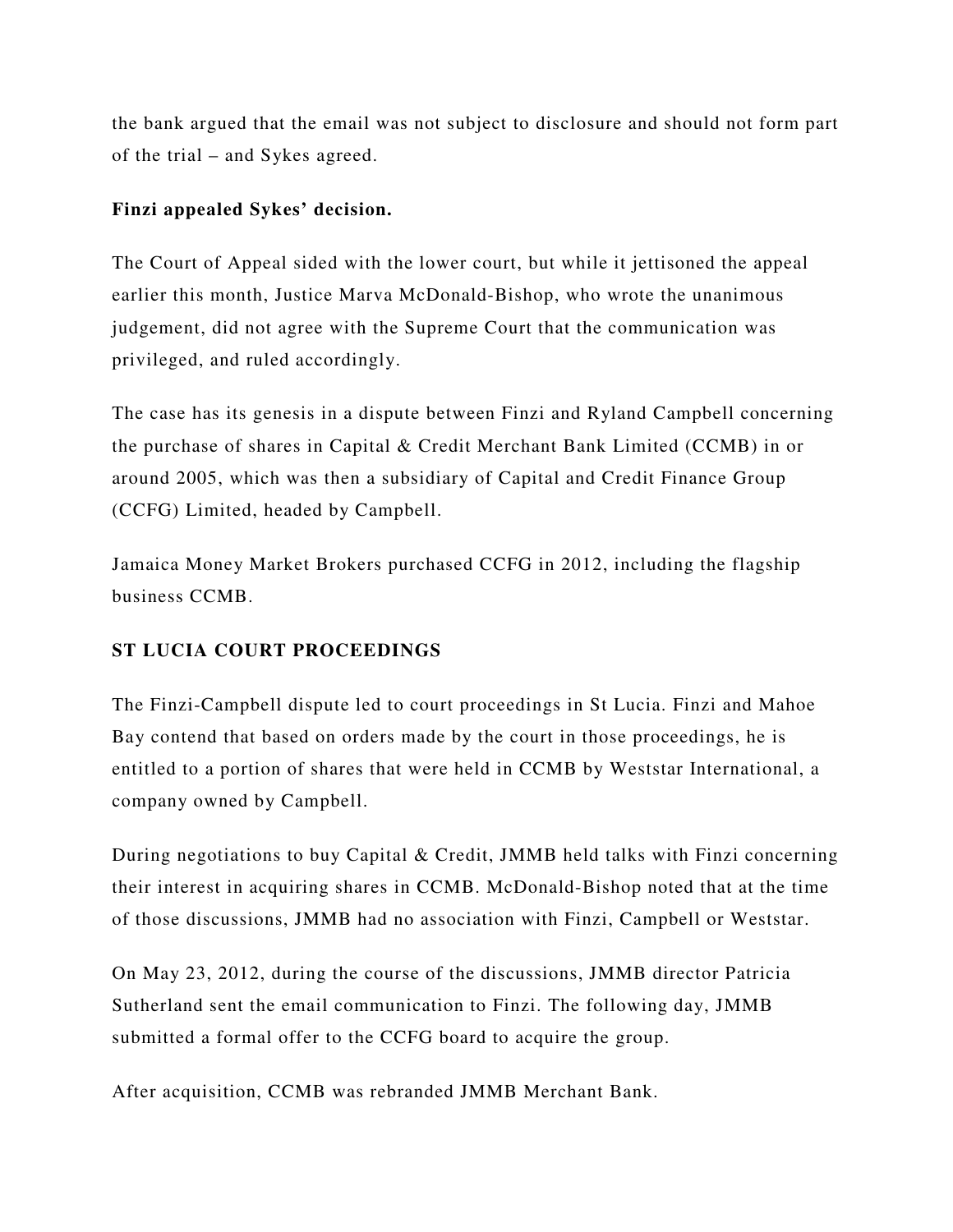the bank argued that the email was not subject to disclosure and should not form part of the trial – and Sykes agreed.

**Finzi appealed Sykes' decision.**

The Court of Appeal sided with the lower court, but while it jettisoned the appeal earlier this month, Justice Marva McDonald-Bishop, who wrote the unanimous judgement, did not agree with the Supreme Court that the communication was privileged, and ruled accordingly.

The case has its genesis in a dispute between Finzi and Ryland Campbell concerning the purchase of shares in Capital & Credit Merchant Bank Limited (CCMB) in or around 2005, which was then a subsidiary of Capital and Credit Finance Group (CCFG) Limited, headed by Campbell.

Jamaica Money Market Brokers purchased CCFG in 2012, including the flagship business CCMB.

**ST LUCIA COURT PROCEEDINGS**

The Finzi-Campbell dispute led to court proceedings in St Lucia. Finzi and Mahoe Bay contend that based on orders made by the court in those proceedings, he is entitled to a portion of shares that were held in CCMB by Weststar International, a company owned by Campbell.

During negotiations to buy Capital & Credit, JMMB held talks with Finzi concerning their interest in acquiring shares in CCMB. McDonald-Bishop noted that at the time of those discussions, JMMB had no association with Finzi, Campbell or Weststar.

On May 23, 2012, during the course of the discussions, JMMB director Patricia Sutherland sent the email communication to Finzi. The following day, JMMB submitted a formal offer to the CCFG board to acquire the group.

After acquisition, CCMB was rebranded JMMB Merchant Bank.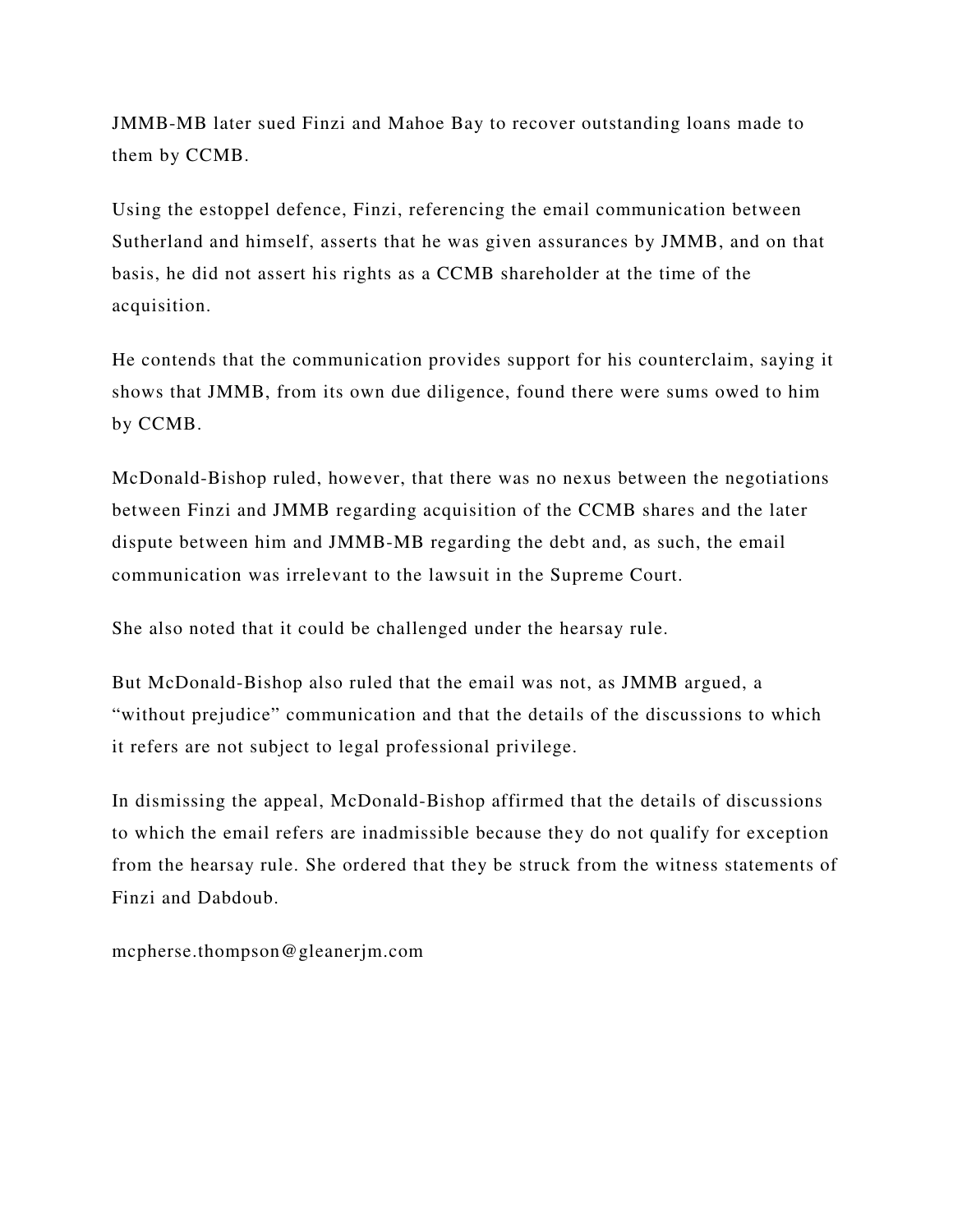JMMB-MB later sued Finzi and Mahoe Bay to recover outstanding loans made to them by CCMB.

Using the estoppel defence, Finzi, referencing the email communication between Sutherland and himself, asserts that he was given assurances by JMMB, and on that basis, he did not assert his rights as a CCMB shareholder at the time of the acquisition.

He contends that the communication provides support for his counterclaim, saying it shows that JMMB, from its own due diligence, found there were sums owed to him by CCMB.

McDonald-Bishop ruled, however, that there was no nexus between the negotiations between Finzi and JMMB regarding acquisition of the CCMB shares and the later dispute between him and JMMB-MB regarding the debt and, as such, the email communication was irrelevant to the lawsuit in the Supreme Court.

She also noted that it could be challenged under the hearsay rule.

But McDonald-Bishop also ruled that the email was not, as JMMB argued, a "without prejudice" communication and that the details of the discussions to which it refers are not subject to legal professional privilege.

In dismissing the appeal, McDonald-Bishop affirmed that the details of discussions to which the email refers are inadmissible because they do not qualify for exception from the hearsay rule. She ordered that they be struck from the witness statements of Finzi and Dabdoub.

mcpherse.thompson@gleanerjm.com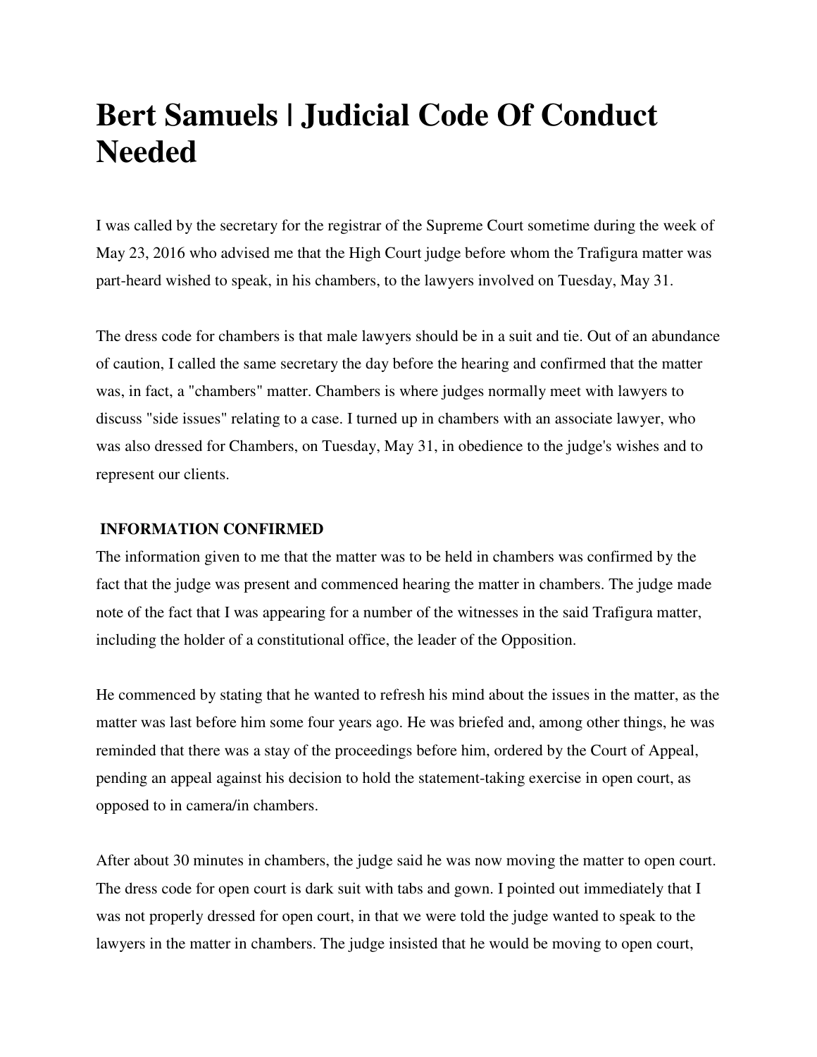# Bert Samuels | Judicial Code Of Conduct Needed

I was called by the secretary for the registrar of the Supreme Court sometime during the week of May 23, 2016 who advised me that the High Court judge before whom the Trafigura matter was part-heard wished to speak, in his chambers, to the lawyers involved on Tuesday, May 31.

The dress code for chambers is that male lawyers should be in a suit and tie. Out of an abundance of caution, I called the same secretary the day before the hearing and confirmed that the matter was, in fact, a "chambers" matter. Chambers is where judges normally meet with lawyers to discuss "side issues" relating to a case. I turned up in chambers with an associate lawyer, who was also dressed for Chambers, on Tuesday, May 31, in obedience to the judge's wishes and to represent our clients.

**INFORMATION CONFIRMED**

The information given to me that the matter was to be held in chambers was confirmed by the fact that the judge was present and commenced hearing the matter in chambers. The judge made note of the fact that I was appearing for a number of the witnesses in the said Trafigura matter, including the holder of a constitutional office, the leader of the Opposition.

He commenced by stating that he wanted to refresh his mind about the issues in the matter, as the matter was last before him some four years ago. He was briefed and, among other things, he was reminded that there was a stay of the proceedings before him, ordered by the Court of Appeal, pending an appeal against his decision to hold the statement-taking exercise in open court, as opposed to in camera/in chambers.

After about 30 minutes in chambers, the judge said he was now moving the matter to open court. The dress code for open court is dark suit with tabs and gown. I pointed out immediately that I was not properly dressed for open court, in that we were told the judge wanted to speak to the lawyers in the matter in chambers. The judge insisted that he would be moving to open court,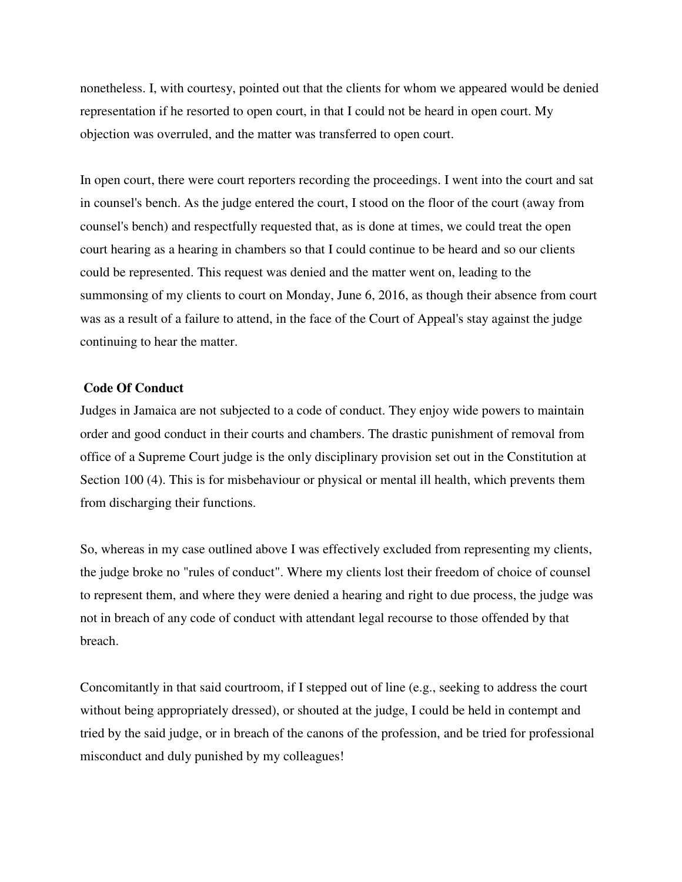nonetheless. I, with courtesy, pointed out that the clients for whom we appeared would be denied representation if he resorted to open court, in that I could not be heard in open court. My objection was overruled, and the matter was transferred to open court.

In open court, there were court reporters recording the proceedings. I went into the court and sat in counsel's bench. As the judge entered the court, I stood on the floor of the court (away from counsel's bench) and respectfully requested that, as is done at times, we could treat the open court hearing as a hearing in chambers so that I could continue to be heard and so our clients could be represented. This request was denied and the matter went on, leading to the summonsing of my clients to court on Monday, June 6, 2016, as though their absence from court was as a result of a failure to attend, in the face of the Court of Appeal's stay against the judge continuing to hear the matter.

**Code Of Conduct**

Judges in Jamaica are not subjected to a code of conduct. They enjoy wide powers to maintain order and good conduct in their courts and chambers. The drastic punishment of removal from office of a Supreme Court judge is the only disciplinary provision set out in the Constitution at Section 100 (4). This is for misbehaviour or physical or mental ill health, which prevents them from discharging their functions.

So, whereas in my case outlined above I was effectively excluded from representing my clients, the judge broke no "rules of conduct". Where my clients lost their freedom of choice of counsel to represent them, and where they were denied a hearing and right to due process, the judge was not in breach of any code of conduct with attendant legal recourse to those offended by that breach.

Concomitantly in that said courtroom, if I stepped out of line (e.g., seeking to address the court without being appropriately dressed), or shouted at the judge, I could be held in contempt and tried by the said judge, or in breach of the canons of the profession, and be tried for professional misconduct and duly punished by my colleagues!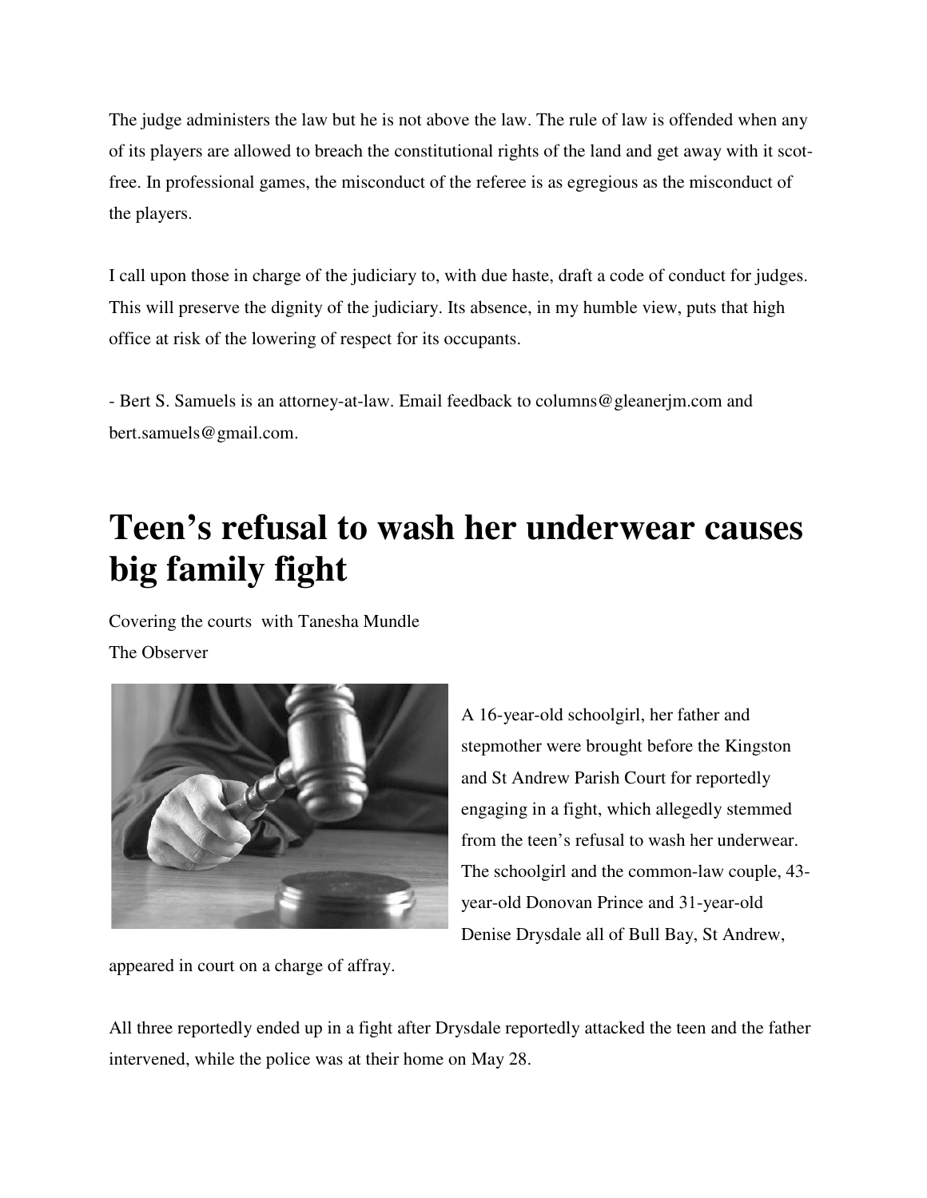The judge administers the law but he is not above the law. The rule of law is offended when any of its players are allowed to breach the constitutional rights of the land and get away with it scot-free. In professional games, the misconduct of the referee is as egregious as the misconduct of the players.

I call upon those in charge of the judiciary to, with due haste, draft a code of conduct for judges. This will preserve the dignity of the judiciary. Its absence, in my humble view, puts that high office at risk of the lowering of respect for its occupants.

- Bert S. Samuels is an attorney-at-law. Email feedback to columns@gleanerjm.com and bert.samuels@gmail.com.

# Teen's refusal to wash her underwear causes big family fight

Covering the courts with Tanesha Mundle
The Observer

A 16-year-old schoolgirl, her father and stepmother were brought before the Kingston and St Andrew Parish Court for reportedly engaging in a fight, which allegedly stemmed from the teen's refusal to wash her underwear. The schoolgirl and the common-law couple, 43-year-old Donovan Prince and 31-year-old Denise Drysdale all of Bull Bay, St Andrew, appeared in court on a charge of affray.

All three reportedly ended up in a fight after Drysdale reportedly attacked the teen and the father intervened, while the police was at their home on May 28.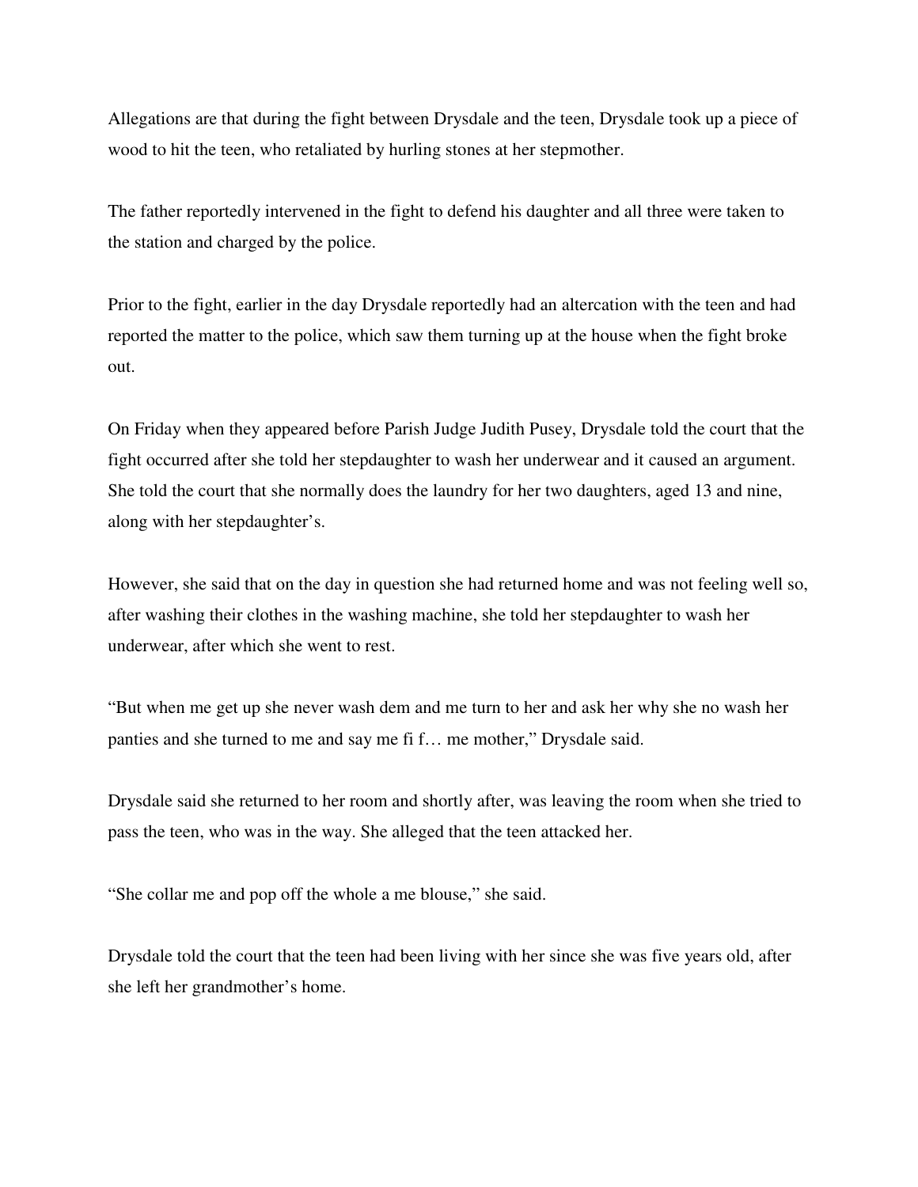Allegations are that during the fight between Drysdale and the teen, Drysdale took up a piece of wood to hit the teen, who retaliated by hurling stones at her stepmother.

The father reportedly intervened in the fight to defend his daughter and all three were taken to the station and charged by the police.

Prior to the fight, earlier in the day Drysdale reportedly had an altercation with the teen and had reported the matter to the police, which saw them turning up at the house when the fight broke out.

On Friday when they appeared before Parish Judge Judith Pusey, Drysdale told the court that the fight occurred after she told her stepdaughter to wash her underwear and it caused an argument. She told the court that she normally does the laundry for her two daughters, aged 13 and nine, along with her stepdaughter's.

However, she said that on the day in question she had returned home and was not feeling well so, after washing their clothes in the washing machine, she told her stepdaughter to wash her underwear, after which she went to rest.

"But when me get up she never wash dem and me turn to her and ask her why she no wash her panties and she turned to me and say me fi f… me mother," Drysdale said.

Drysdale said she returned to her room and shortly after, was leaving the room when she tried to pass the teen, who was in the way. She alleged that the teen attacked her.

"She collar me and pop off the whole a me blouse," she said.

Drysdale told the court that the teen had been living with her since she was five years old, after she left her grandmother's home.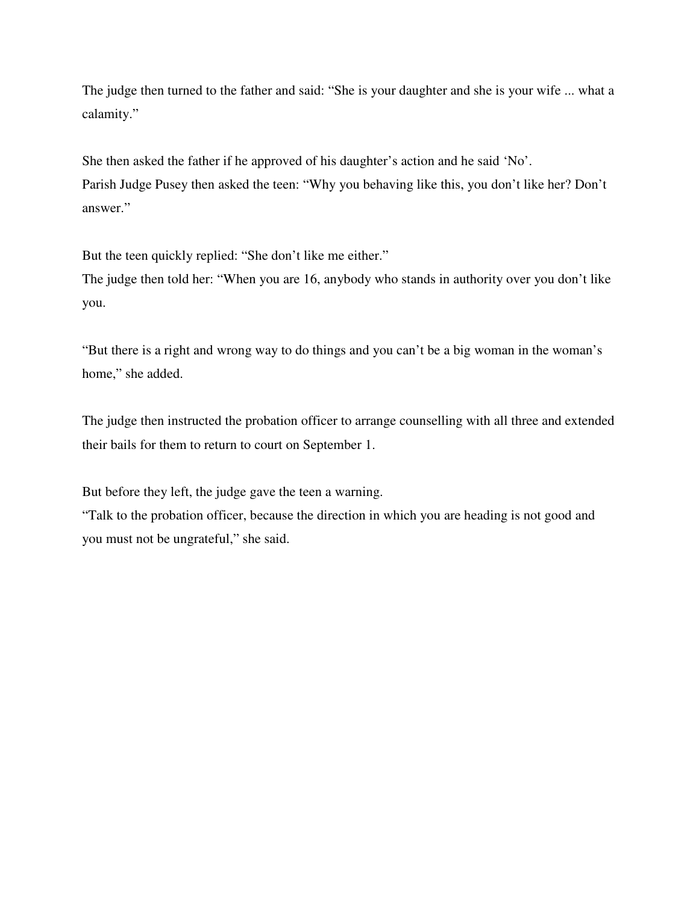The judge then turned to the father and said: “She is your daughter and she is your wife ... what a calamity.”

She then asked the father if he approved of his daughter’s action and he said ‘No’.
Parish Judge Pusey then asked the teen: “Why you behaving like this, you don’t like her? Don’t answer.”

But the teen quickly replied: “She don’t like me either.”
The judge then told her: “When you are 16, anybody who stands in authority over you don’t like you.

“But there is a right and wrong way to do things and you can’t be a big woman in the woman’s home,” she added.

The judge then instructed the probation officer to arrange counselling with all three and extended their bails for them to return to court on September 1.

But before they left, the judge gave the teen a warning.
“Talk to the probation officer, because the direction in which you are heading is not good and you must not be ungrateful,” she said.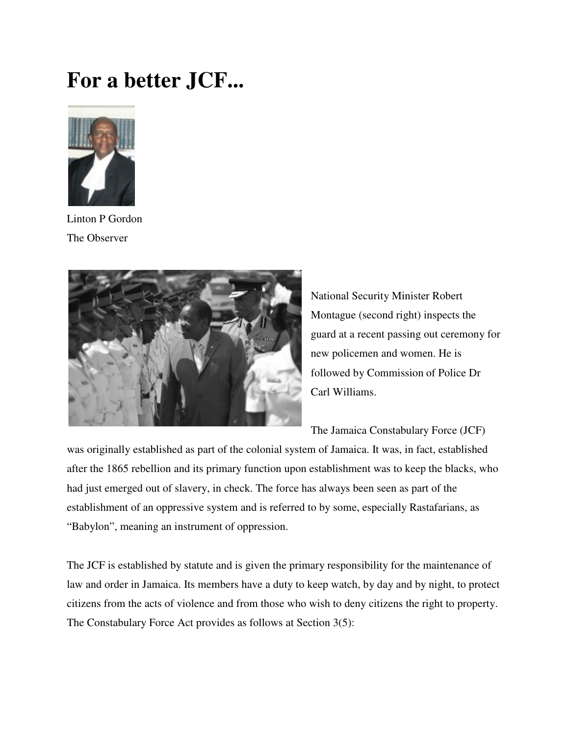# For a better JCF...

Linton P Gordon
The Observer

National Security Minister Robert Montague (second right) inspects the guard at a recent passing out ceremony for new policemen and women. He is followed by Commission of Police Dr Carl Williams.

The Jamaica Constabulary Force (JCF) was originally established as part of the colonial system of Jamaica. It was, in fact, established after the 1865 rebellion and its primary function upon establishment was to keep the blacks, who had just emerged out of slavery, in check. The force has always been seen as part of the establishment of an oppressive system and is referred to by some, especially Rastafarians, as "Babylon", meaning an instrument of oppression.

The JCF is established by statute and is given the primary responsibility for the maintenance of law and order in Jamaica. Its members have a duty to keep watch, by day and by night, to protect citizens from the acts of violence and from those who wish to deny citizens the right to property. The Constabulary Force Act provides as follows at Section 3(5):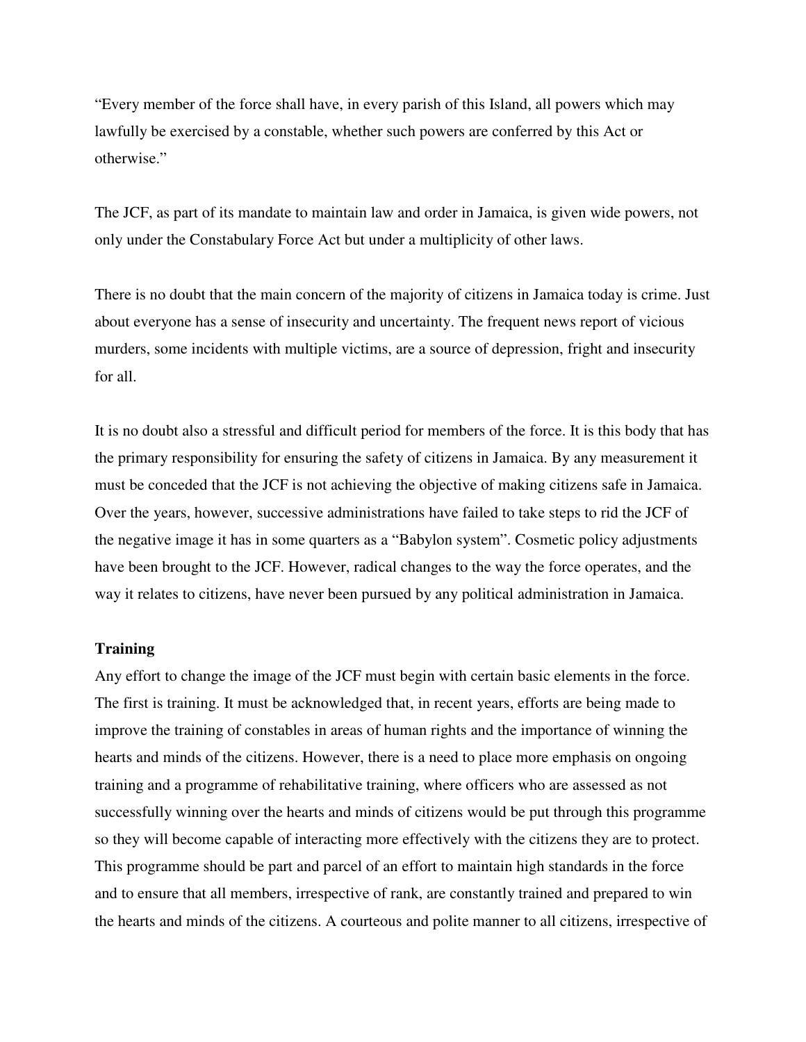"Every member of the force shall have, in every parish of this Island, all powers which may lawfully be exercised by a constable, whether such powers are conferred by this Act or otherwise."

The JCF, as part of its mandate to maintain law and order in Jamaica, is given wide powers, not only under the Constabulary Force Act but under a multiplicity of other laws.

There is no doubt that the main concern of the majority of citizens in Jamaica today is crime. Just about everyone has a sense of insecurity and uncertainty. The frequent news report of vicious murders, some incidents with multiple victims, are a source of depression, fright and insecurity for all.

It is no doubt also a stressful and difficult period for members of the force. It is this body that has the primary responsibility for ensuring the safety of citizens in Jamaica. By any measurement it must be conceded that the JCF is not achieving the objective of making citizens safe in Jamaica. Over the years, however, successive administrations have failed to take steps to rid the JCF of the negative image it has in some quarters as a "Babylon system". Cosmetic policy adjustments have been brought to the JCF. However, radical changes to the way the force operates, and the way it relates to citizens, have never been pursued by any political administration in Jamaica.

**Training**

Any effort to change the image of the JCF must begin with certain basic elements in the force. The first is training. It must be acknowledged that, in recent years, efforts are being made to improve the training of constables in areas of human rights and the importance of winning the hearts and minds of the citizens. However, there is a need to place more emphasis on ongoing training and a programme of rehabilitative training, where officers who are assessed as not successfully winning over the hearts and minds of citizens would be put through this programme so they will become capable of interacting more effectively with the citizens they are to protect. This programme should be part and parcel of an effort to maintain high standards in the force and to ensure that all members, irrespective of rank, are constantly trained and prepared to win the hearts and minds of the citizens. A courteous and polite manner to all citizens, irrespective of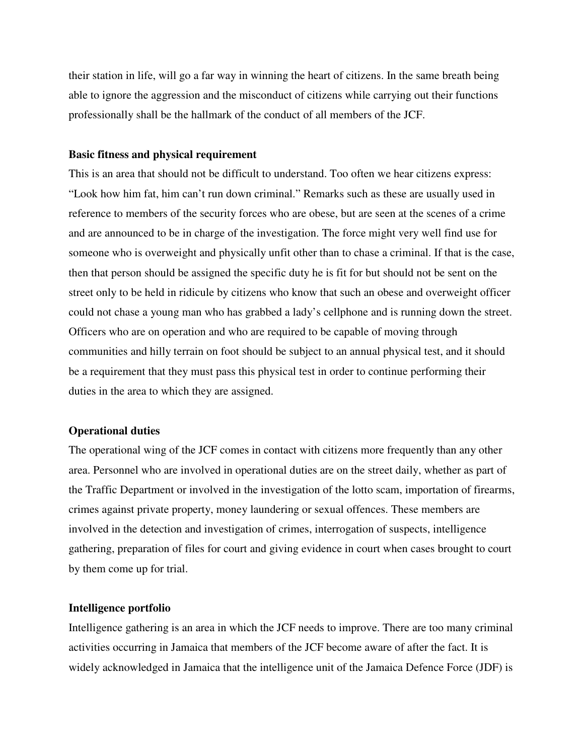their station in life, will go a far way in winning the heart of citizens. In the same breath being able to ignore the aggression and the misconduct of citizens while carrying out their functions professionally shall be the hallmark of the conduct of all members of the JCF.

**Basic fitness and physical requirement**

This is an area that should not be difficult to understand. Too often we hear citizens express: "Look how him fat, him can't run down criminal." Remarks such as these are usually used in reference to members of the security forces who are obese, but are seen at the scenes of a crime and are announced to be in charge of the investigation. The force might very well find use for someone who is overweight and physically unfit other than to chase a criminal. If that is the case, then that person should be assigned the specific duty he is fit for but should not be sent on the street only to be held in ridicule by citizens who know that such an obese and overweight officer could not chase a young man who has grabbed a lady's cellphone and is running down the street. Officers who are on operation and who are required to be capable of moving through communities and hilly terrain on foot should be subject to an annual physical test, and it should be a requirement that they must pass this physical test in order to continue performing their duties in the area to which they are assigned.

**Operational duties**

The operational wing of the JCF comes in contact with citizens more frequently than any other area. Personnel who are involved in operational duties are on the street daily, whether as part of the Traffic Department or involved in the investigation of the lotto scam, importation of firearms, crimes against private property, money laundering or sexual offences. These members are involved in the detection and investigation of crimes, interrogation of suspects, intelligence gathering, preparation of files for court and giving evidence in court when cases brought to court by them come up for trial.

**Intelligence portfolio**

Intelligence gathering is an area in which the JCF needs to improve. There are too many criminal activities occurring in Jamaica that members of the JCF become aware of after the fact. It is widely acknowledged in Jamaica that the intelligence unit of the Jamaica Defence Force (JDF) is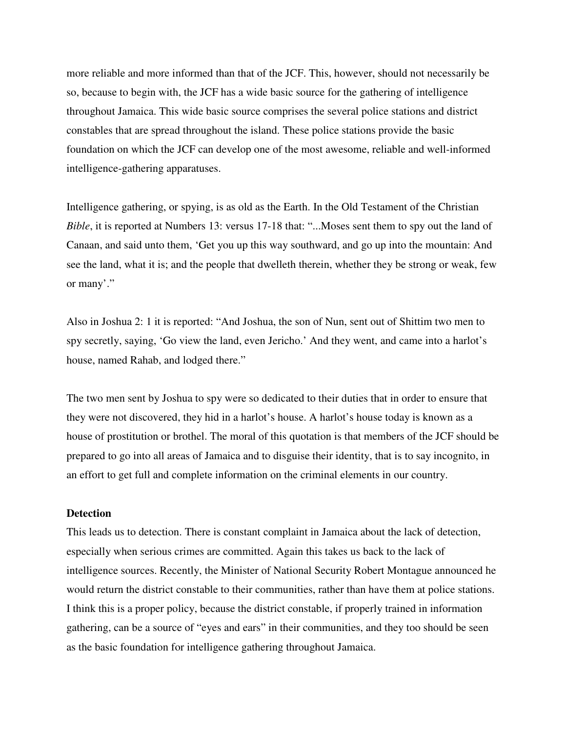more reliable and more informed than that of the JCF. This, however, should not necessarily be so, because to begin with, the JCF has a wide basic source for the gathering of intelligence throughout Jamaica. This wide basic source comprises the several police stations and district constables that are spread throughout the island. These police stations provide the basic foundation on which the JCF can develop one of the most awesome, reliable and well-informed intelligence-gathering apparatuses.

Intelligence gathering, or spying, is as old as the Earth. In the Old Testament of the Christian *Bible*, it is reported at Numbers 13: versus 17-18 that: "...Moses sent them to spy out the land of Canaan, and said unto them, 'Get you up this way southward, and go up into the mountain: And see the land, what it is; and the people that dwelleth therein, whether they be strong or weak, few or many'."

Also in Joshua 2: 1 it is reported: "And Joshua, the son of Nun, sent out of Shittim two men to spy secretly, saying, 'Go view the land, even Jericho.' And they went, and came into a harlot's house, named Rahab, and lodged there."

The two men sent by Joshua to spy were so dedicated to their duties that in order to ensure that they were not discovered, they hid in a harlot's house. A harlot's house today is known as a house of prostitution or brothel. The moral of this quotation is that members of the JCF should be prepared to go into all areas of Jamaica and to disguise their identity, that is to say incognito, in an effort to get full and complete information on the criminal elements in our country.

**Detection**

This leads us to detection. There is constant complaint in Jamaica about the lack of detection, especially when serious crimes are committed. Again this takes us back to the lack of intelligence sources. Recently, the Minister of National Security Robert Montague announced he would return the district constable to their communities, rather than have them at police stations. I think this is a proper policy, because the district constable, if properly trained in information gathering, can be a source of "eyes and ears" in their communities, and they too should be seen as the basic foundation for intelligence gathering throughout Jamaica.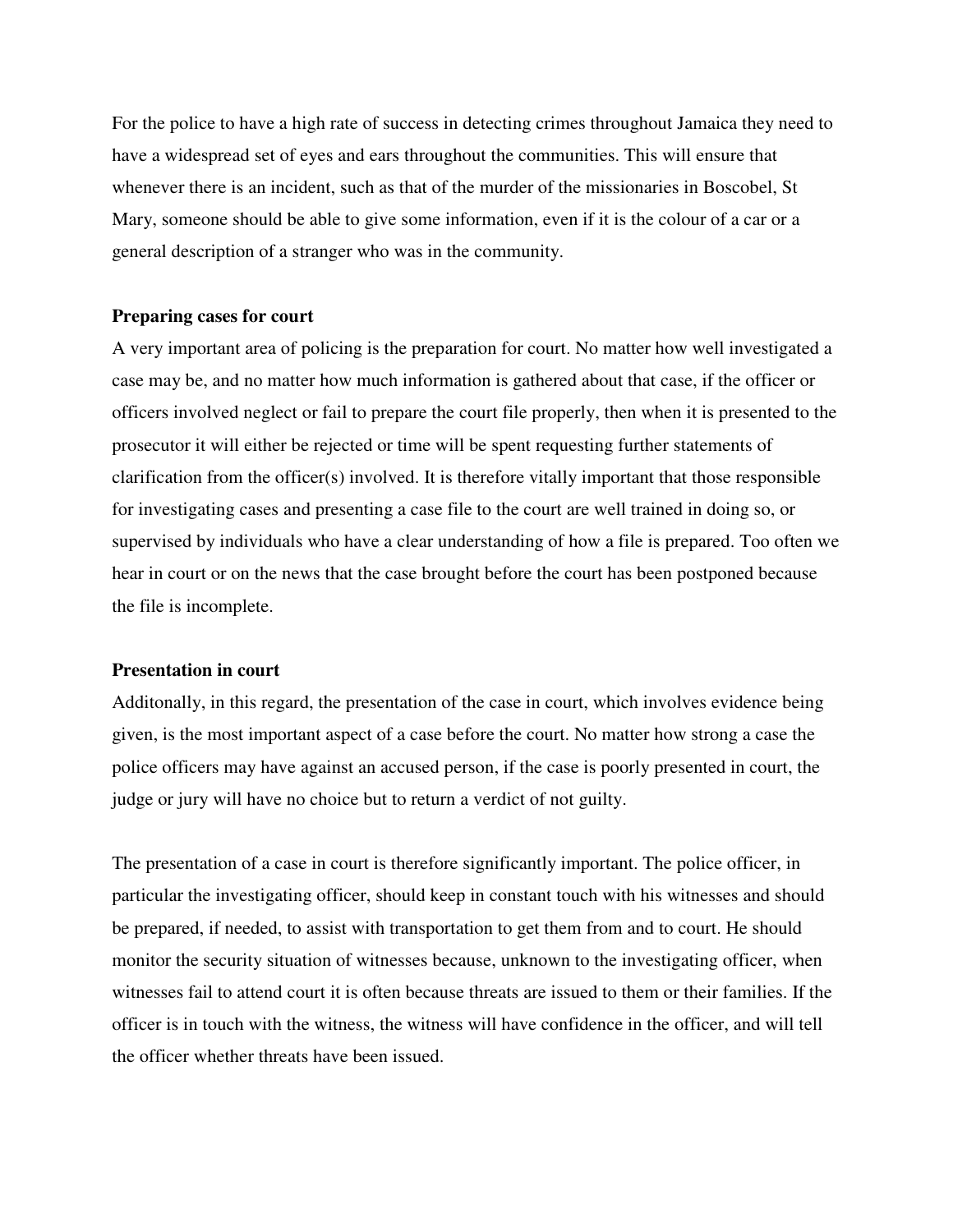For the police to have a high rate of success in detecting crimes throughout Jamaica they need to have a widespread set of eyes and ears throughout the communities. This will ensure that whenever there is an incident, such as that of the murder of the missionaries in Boscobel, St Mary, someone should be able to give some information, even if it is the colour of a car or a general description of a stranger who was in the community.

**Preparing cases for court**

A very important area of policing is the preparation for court. No matter how well investigated a case may be, and no matter how much information is gathered about that case, if the officer or officers involved neglect or fail to prepare the court file properly, then when it is presented to the prosecutor it will either be rejected or time will be spent requesting further statements of clarification from the officer(s) involved. It is therefore vitally important that those responsible for investigating cases and presenting a case file to the court are well trained in doing so, or supervised by individuals who have a clear understanding of how a file is prepared. Too often we hear in court or on the news that the case brought before the court has been postponed because the file is incomplete.

**Presentation in court**

Additonally, in this regard, the presentation of the case in court, which involves evidence being given, is the most important aspect of a case before the court. No matter how strong a case the police officers may have against an accused person, if the case is poorly presented in court, the judge or jury will have no choice but to return a verdict of not guilty.

The presentation of a case in court is therefore significantly important. The police officer, in particular the investigating officer, should keep in constant touch with his witnesses and should be prepared, if needed, to assist with transportation to get them from and to court. He should monitor the security situation of witnesses because, unknown to the investigating officer, when witnesses fail to attend court it is often because threats are issued to them or their families. If the officer is in touch with the witness, the witness will have confidence in the officer, and will tell the officer whether threats have been issued.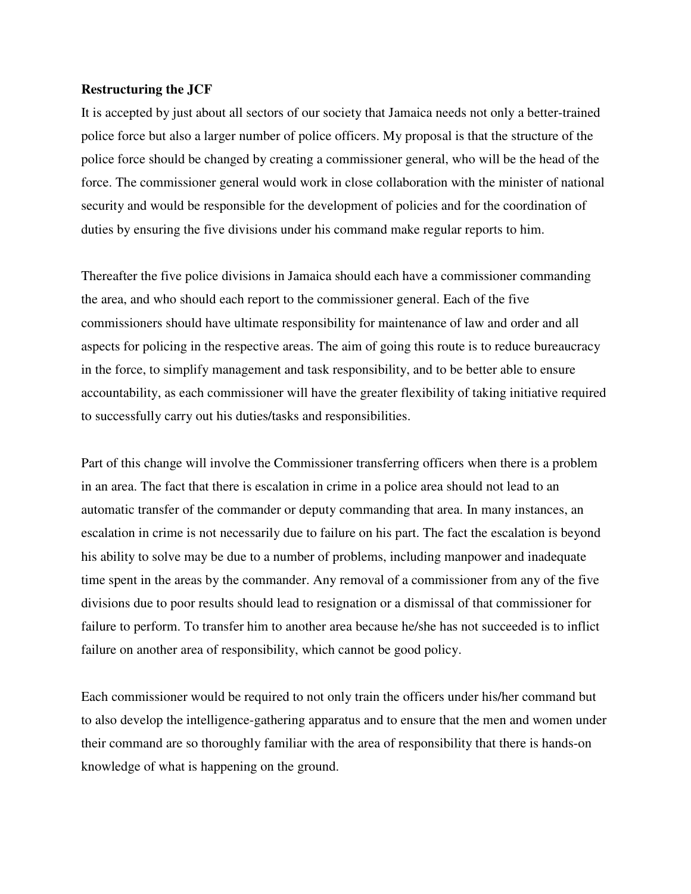**Restructuring the JCF**

It is accepted by just about all sectors of our society that Jamaica needs not only a better-trained police force but also a larger number of police officers. My proposal is that the structure of the police force should be changed by creating a commissioner general, who will be the head of the force. The commissioner general would work in close collaboration with the minister of national security and would be responsible for the development of policies and for the coordination of duties by ensuring the five divisions under his command make regular reports to him.

Thereafter the five police divisions in Jamaica should each have a commissioner commanding the area, and who should each report to the commissioner general. Each of the five commissioners should have ultimate responsibility for maintenance of law and order and all aspects for policing in the respective areas. The aim of going this route is to reduce bureaucracy in the force, to simplify management and task responsibility, and to be better able to ensure accountability, as each commissioner will have the greater flexibility of taking initiative required to successfully carry out his duties/tasks and responsibilities.

Part of this change will involve the Commissioner transferring officers when there is a problem in an area. The fact that there is escalation in crime in a police area should not lead to an automatic transfer of the commander or deputy commanding that area. In many instances, an escalation in crime is not necessarily due to failure on his part. The fact the escalation is beyond his ability to solve may be due to a number of problems, including manpower and inadequate time spent in the areas by the commander. Any removal of a commissioner from any of the five divisions due to poor results should lead to resignation or a dismissal of that commissioner for failure to perform. To transfer him to another area because he/she has not succeeded is to inflict failure on another area of responsibility, which cannot be good policy.

Each commissioner would be required to not only train the officers under his/her command but to also develop the intelligence-gathering apparatus and to ensure that the men and women under their command are so thoroughly familiar with the area of responsibility that there is hands-on knowledge of what is happening on the ground.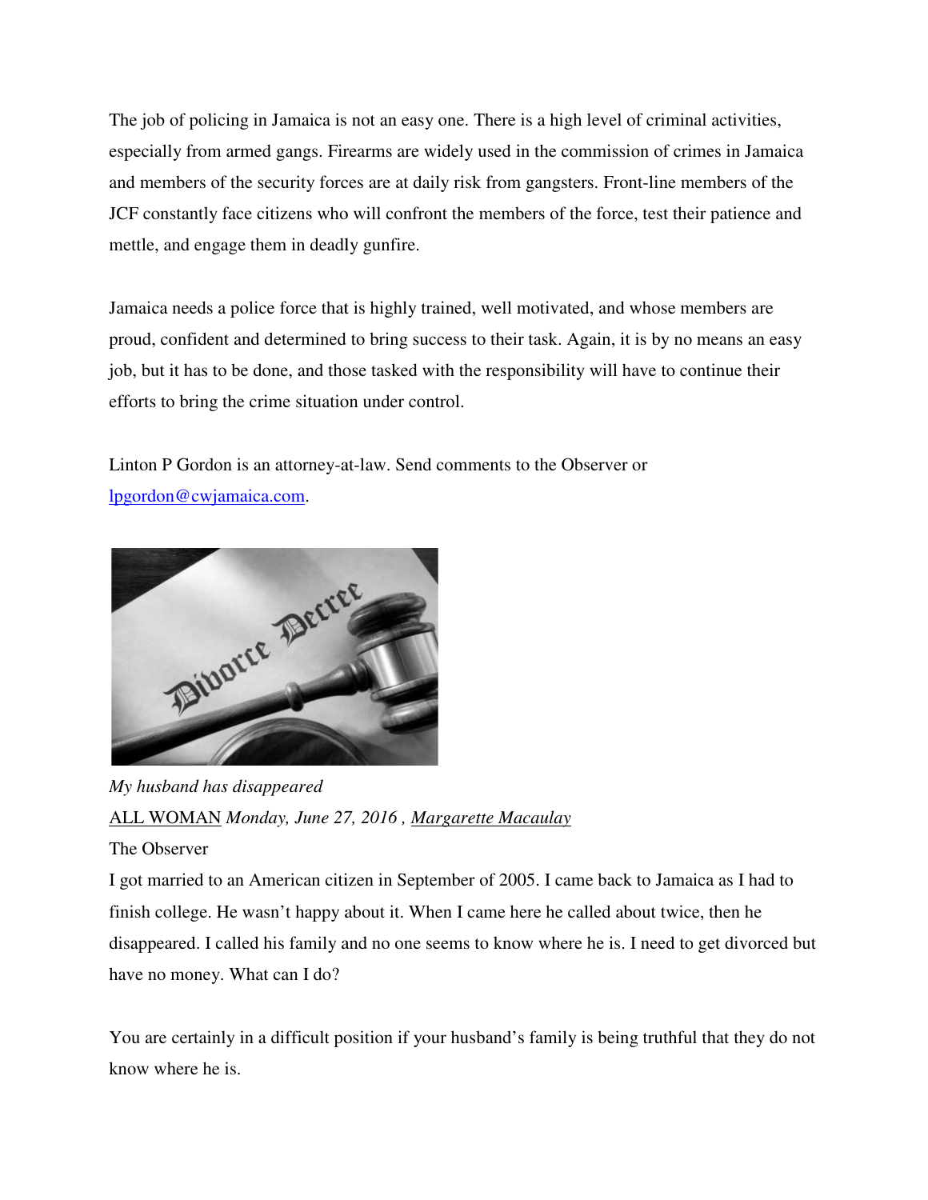The job of policing in Jamaica is not an easy one. There is a high level of criminal activities, especially from armed gangs. Firearms are widely used in the commission of crimes in Jamaica and members of the security forces are at daily risk from gangsters. Front-line members of the JCF constantly face citizens who will confront the members of the force, test their patience and mettle, and engage them in deadly gunfire.

Jamaica needs a police force that is highly trained, well motivated, and whose members are proud, confident and determined to bring success to their task. Again, it is by no means an easy job, but it has to be done, and those tasked with the responsibility will have to continue their efforts to bring the crime situation under control.

Linton P Gordon is an attorney-at-law. Send comments to the Observer or lpgordon@cwjamaica.com.

*My husband has disappeared*

ALL WOMAN *Monday, June 27, 2016 , Margarette Macaulay*

The Observer

I got married to an American citizen in September of 2005. I came back to Jamaica as I had to finish college. He wasn't happy about it. When I came here he called about twice, then he disappeared. I called his family and no one seems to know where he is. I need to get divorced but have no money. What can I do?

You are certainly in a difficult position if your husband's family is being truthful that they do not know where he is.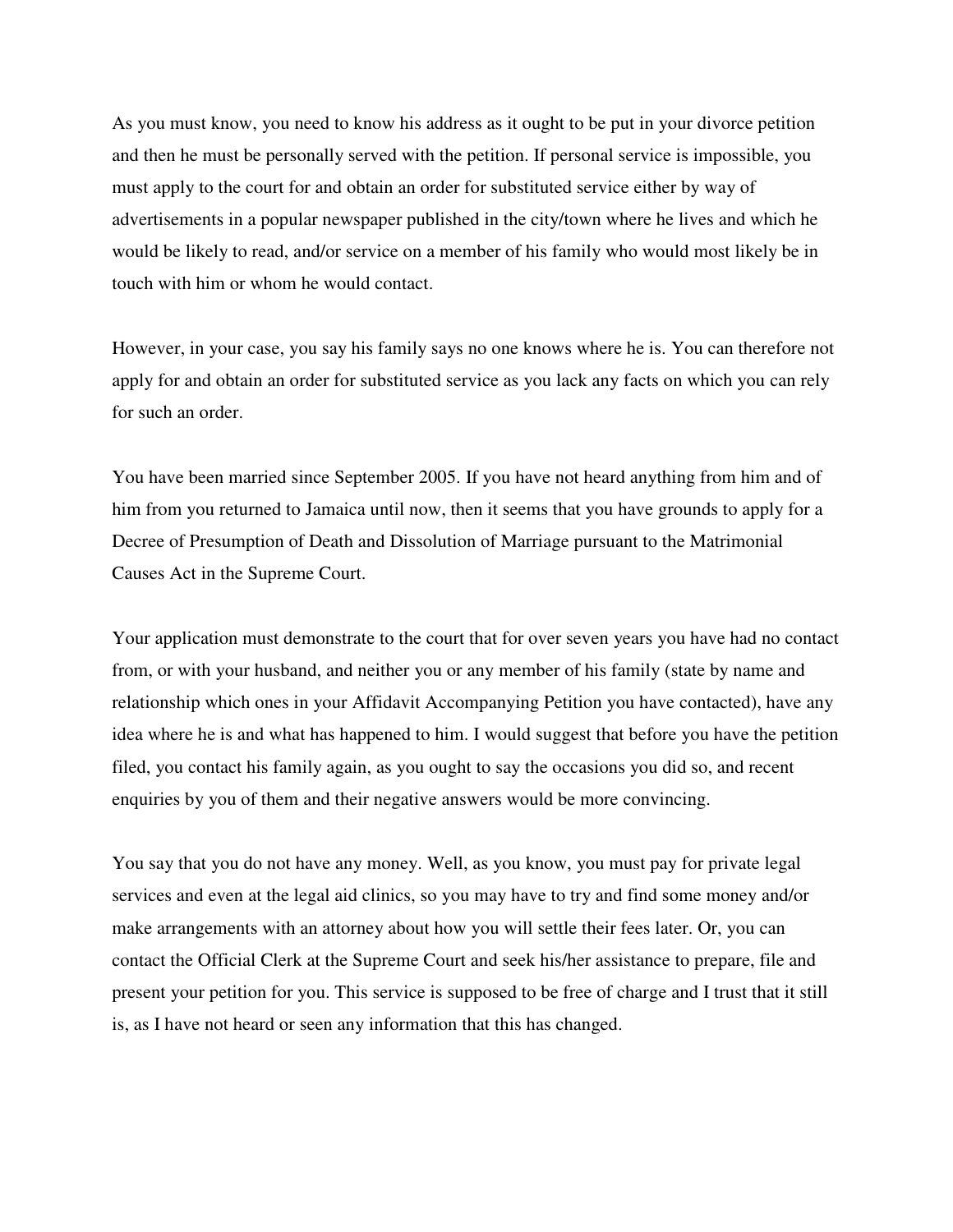As you must know, you need to know his address as it ought to be put in your divorce petition and then he must be personally served with the petition. If personal service is impossible, you must apply to the court for and obtain an order for substituted service either by way of advertisements in a popular newspaper published in the city/town where he lives and which he would be likely to read, and/or service on a member of his family who would most likely be in touch with him or whom he would contact.

However, in your case, you say his family says no one knows where he is. You can therefore not apply for and obtain an order for substituted service as you lack any facts on which you can rely for such an order.

You have been married since September 2005. If you have not heard anything from him and of him from you returned to Jamaica until now, then it seems that you have grounds to apply for a Decree of Presumption of Death and Dissolution of Marriage pursuant to the Matrimonial Causes Act in the Supreme Court.

Your application must demonstrate to the court that for over seven years you have had no contact from, or with your husband, and neither you or any member of his family (state by name and relationship which ones in your Affidavit Accompanying Petition you have contacted), have any idea where he is and what has happened to him. I would suggest that before you have the petition filed, you contact his family again, as you ought to say the occasions you did so, and recent enquiries by you of them and their negative answers would be more convincing.

You say that you do not have any money. Well, as you know, you must pay for private legal services and even at the legal aid clinics, so you may have to try and find some money and/or make arrangements with an attorney about how you will settle their fees later. Or, you can contact the Official Clerk at the Supreme Court and seek his/her assistance to prepare, file and present your petition for you. This service is supposed to be free of charge and I trust that it still is, as I have not heard or seen any information that this has changed.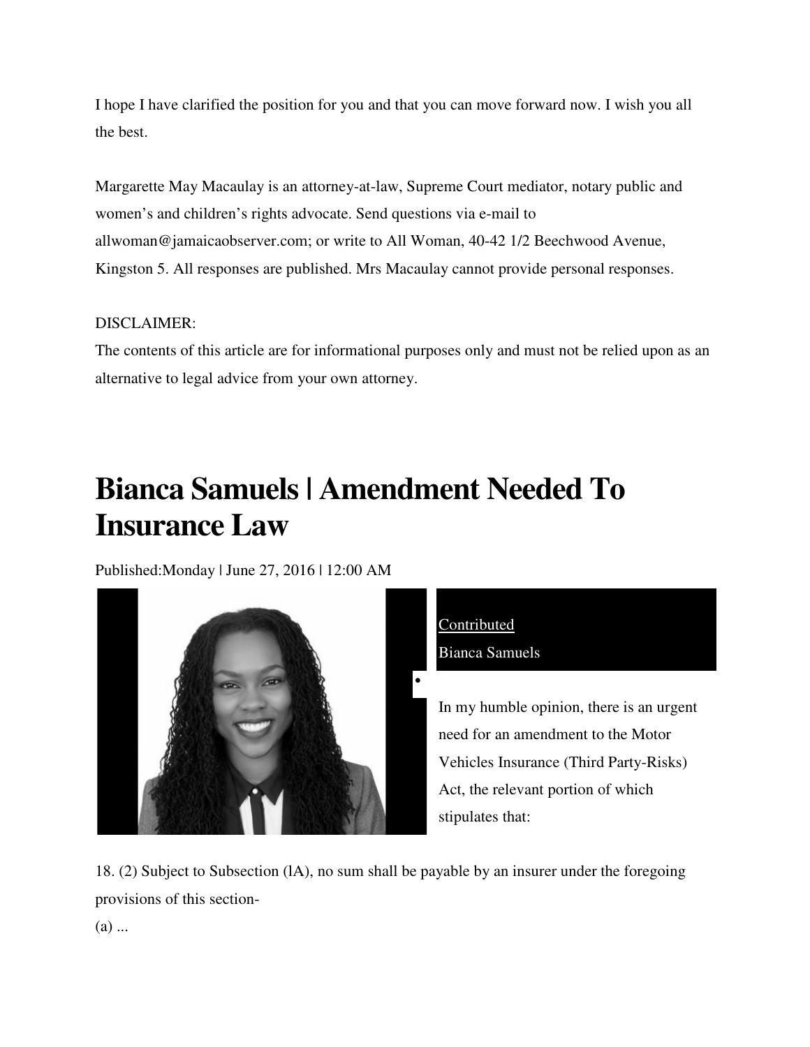I hope I have clarified the position for you and that you can move forward now. I wish you all the best.

Margarette May Macaulay is an attorney-at-law, Supreme Court mediator, notary public and women's and children's rights advocate. Send questions via e-mail to allwoman@jamaicaobserver.com; or write to All Woman, 40-42 1/2 Beechwood Avenue, Kingston 5. All responses are published. Mrs Macaulay cannot provide personal responses.

DISCLAIMER:
The contents of this article are for informational purposes only and must not be relied upon as an alternative to legal advice from your own attorney.

# Bianca Samuels | Amendment Needed To Insurance Law

Published:Monday | June 27, 2016 | 12:00 AM

Contributed
Bianca Samuels

In my humble opinion, there is an urgent need for an amendment to the Motor Vehicles Insurance (Third Party-Risks) Act, the relevant portion of which stipulates that:

18. (2) Subject to Subsection (lA), no sum shall be payable by an insurer under the foregoing provisions of this section-
(a) ...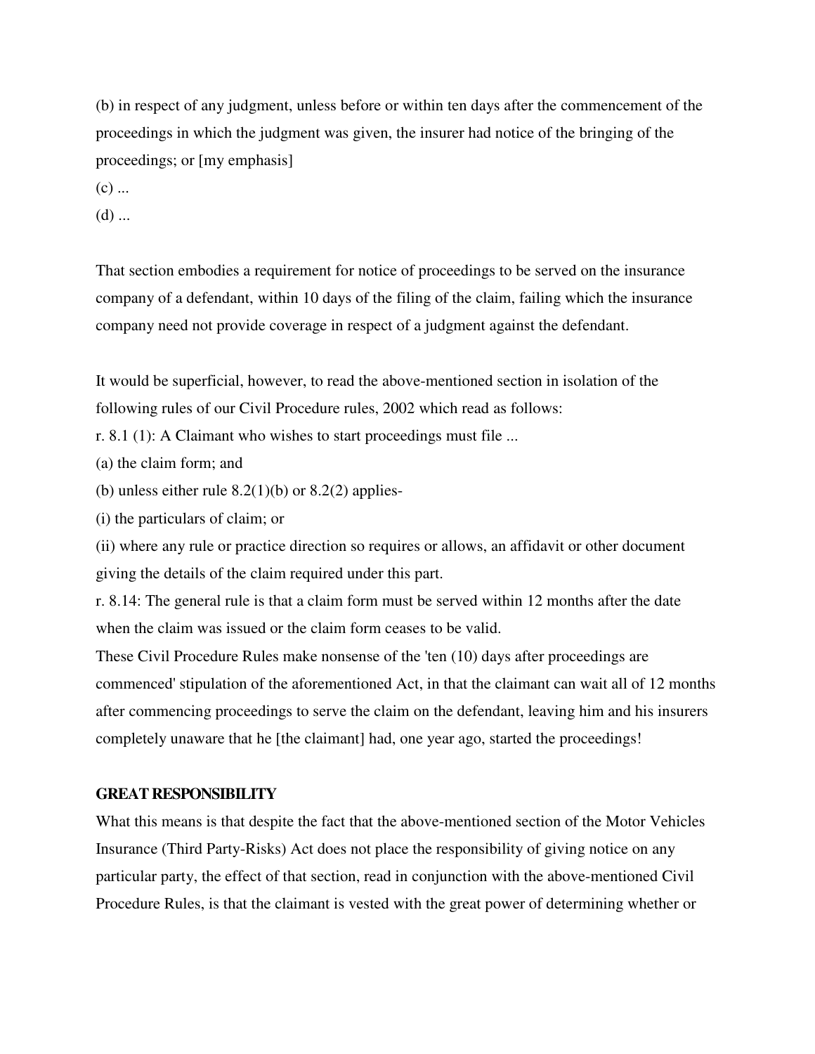(b) in respect of any judgment, unless before or within ten days after the commencement of the proceedings in which the judgment was given, the insurer had notice of the bringing of the proceedings; or [my emphasis]

(c) ...

(d) ...

That section embodies a requirement for notice of proceedings to be served on the insurance company of a defendant, within 10 days of the filing of the claim, failing which the insurance company need not provide coverage in respect of a judgment against the defendant.

It would be superficial, however, to read the above-mentioned section in isolation of the following rules of our Civil Procedure rules, 2002 which read as follows:

r. 8.1 (1): A Claimant who wishes to start proceedings must file ...

(a) the claim form; and

(b) unless either rule 8.2(1)(b) or 8.2(2) applies-

(i) the particulars of claim; or

(ii) where any rule or practice direction so requires or allows, an affidavit or other document giving the details of the claim required under this part.

r. 8.14: The general rule is that a claim form must be served within 12 months after the date when the claim was issued or the claim form ceases to be valid.

These Civil Procedure Rules make nonsense of the 'ten (10) days after proceedings are commenced' stipulation of the aforementioned Act, in that the claimant can wait all of 12 months after commencing proceedings to serve the claim on the defendant, leaving him and his insurers completely unaware that he [the claimant] had, one year ago, started the proceedings!

**GREAT RESPONSIBILITY**

What this means is that despite the fact that the above-mentioned section of the Motor Vehicles Insurance (Third Party-Risks) Act does not place the responsibility of giving notice on any particular party, the effect of that section, read in conjunction with the above-mentioned Civil Procedure Rules, is that the claimant is vested with the great power of determining whether or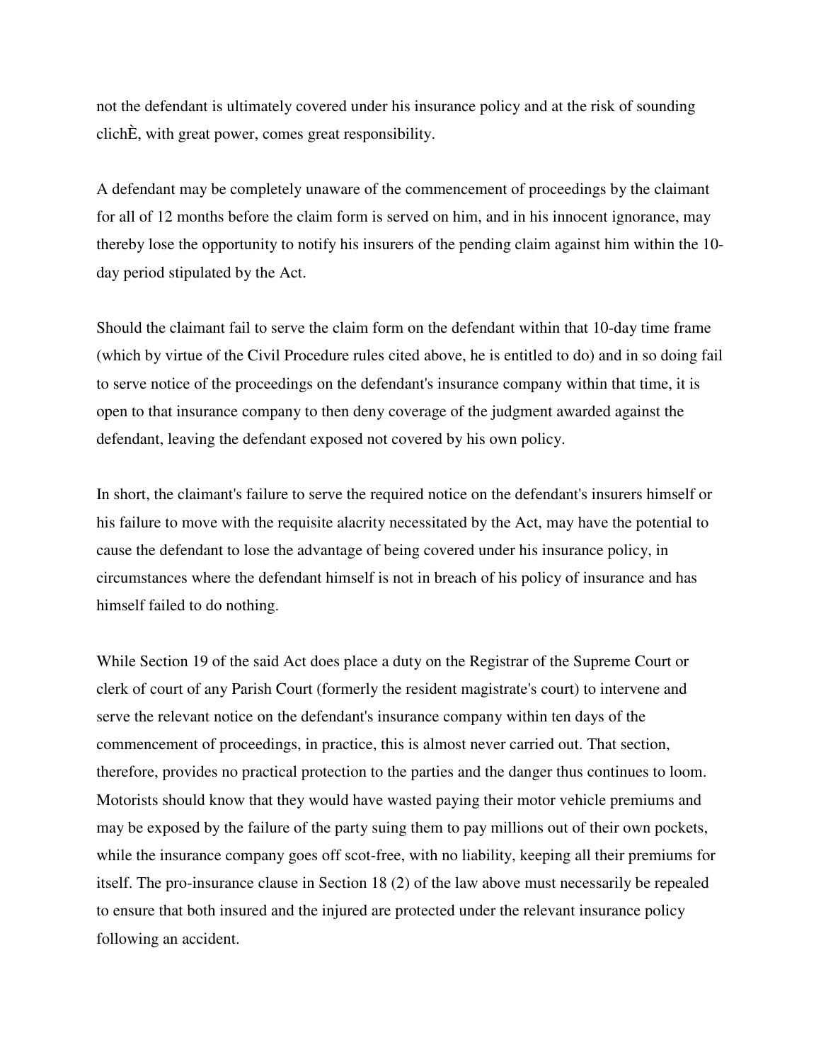not the defendant is ultimately covered under his insurance policy and at the risk of sounding clichÈ, with great power, comes great responsibility.

A defendant may be completely unaware of the commencement of proceedings by the claimant for all of 12 months before the claim form is served on him, and in his innocent ignorance, may thereby lose the opportunity to notify his insurers of the pending claim against him within the 10-day period stipulated by the Act.

Should the claimant fail to serve the claim form on the defendant within that 10-day time frame (which by virtue of the Civil Procedure rules cited above, he is entitled to do) and in so doing fail to serve notice of the proceedings on the defendant's insurance company within that time, it is open to that insurance company to then deny coverage of the judgment awarded against the defendant, leaving the defendant exposed not covered by his own policy.

In short, the claimant's failure to serve the required notice on the defendant's insurers himself or his failure to move with the requisite alacrity necessitated by the Act, may have the potential to cause the defendant to lose the advantage of being covered under his insurance policy, in circumstances where the defendant himself is not in breach of his policy of insurance and has himself failed to do nothing.

While Section 19 of the said Act does place a duty on the Registrar of the Supreme Court or clerk of court of any Parish Court (formerly the resident magistrate's court) to intervene and serve the relevant notice on the defendant's insurance company within ten days of the commencement of proceedings, in practice, this is almost never carried out. That section, therefore, provides no practical protection to the parties and the danger thus continues to loom. Motorists should know that they would have wasted paying their motor vehicle premiums and may be exposed by the failure of the party suing them to pay millions out of their own pockets, while the insurance company goes off scot-free, with no liability, keeping all their premiums for itself. The pro-insurance clause in Section 18 (2) of the law above must necessarily be repealed to ensure that both insured and the injured are protected under the relevant insurance policy following an accident.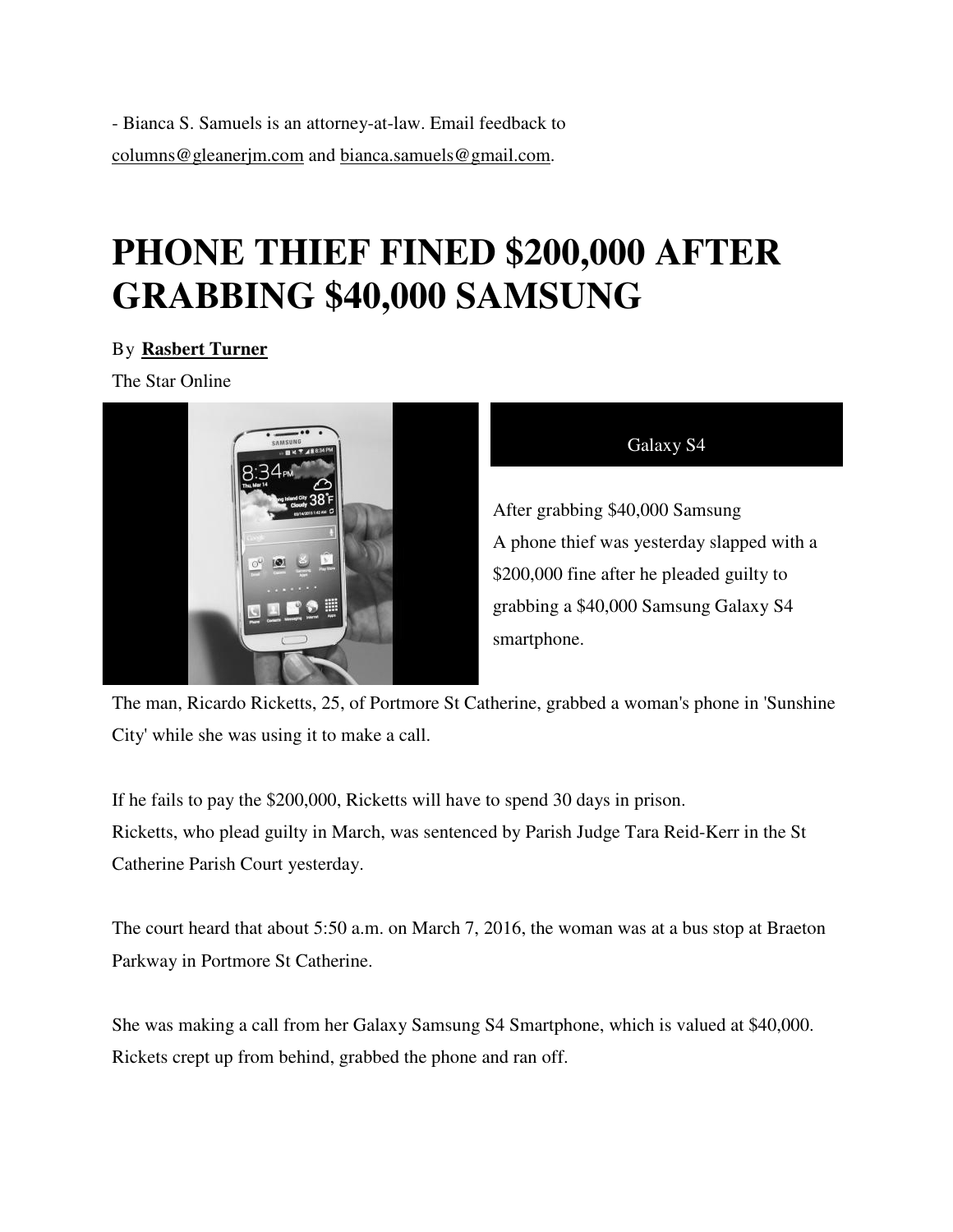- Bianca S. Samuels is an attorney-at-law. Email feedback to columns@gleanerjm.com and bianca.samuels@gmail.com.

# PHONE THIEF FINED $200,000 AFTER GRABBING $40,000 SAMSUNG

By **Rasbert Turner**

The Star Online

Galaxy S4

After grabbing $40,000 Samsung

A phone thief was yesterday slapped with a $200,000 fine after he pleaded guilty to grabbing a $40,000 Samsung Galaxy S4 smartphone.

The man, Ricardo Ricketts, 25, of Portmore St Catherine, grabbed a woman's phone in 'Sunshine City' while she was using it to make a call.

If he fails to pay the $200,000, Ricketts will have to spend 30 days in prison.

Ricketts, who plead guilty in March, was sentenced by Parish Judge Tara Reid-Kerr in the St Catherine Parish Court yesterday.

The court heard that about 5:50 a.m. on March 7, 2016, the woman was at a bus stop at Braeton Parkway in Portmore St Catherine.

She was making a call from her Galaxy Samsung S4 Smartphone, which is valued at $40,000. Rickets crept up from behind, grabbed the phone and ran off.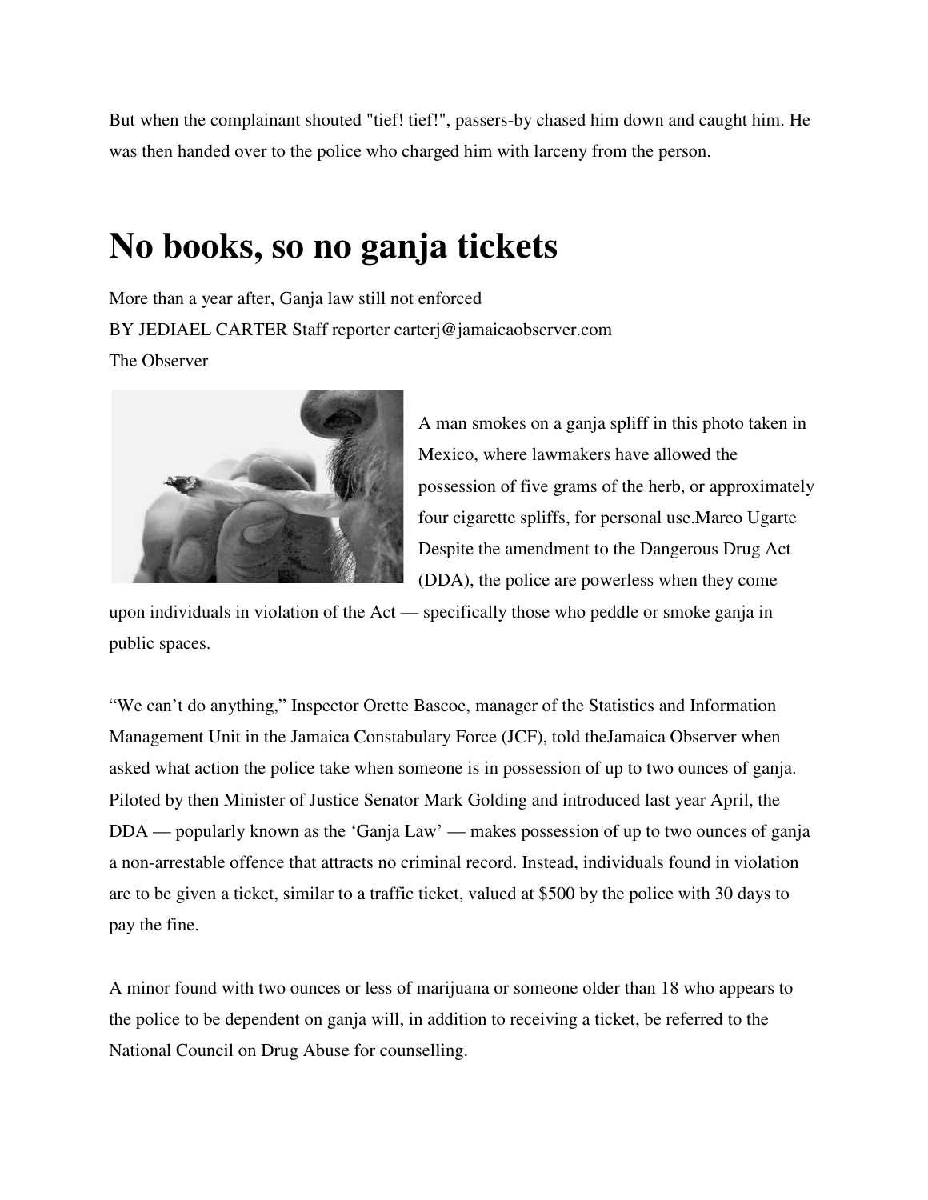But when the complainant shouted "tief! tief!", passers-by chased him down and caught him. He was then handed over to the police who charged him with larceny from the person.

# No books, so no ganja tickets

More than a year after, Ganja law still not enforced

BY JEDIAEL CARTER Staff reporter carterj@jamaicaobserver.com

The Observer

A man smokes on a ganja spliff in this photo taken in Mexico, where lawmakers have allowed the possession of five grams of the herb, or approximately four cigarette spliffs, for personal use.Marco Ugarte

Despite the amendment to the Dangerous Drug Act (DDA), the police are powerless when they come upon individuals in violation of the Act — specifically those who peddle or smoke ganja in public spaces.

"We can't do anything," Inspector Orette Bascoe, manager of the Statistics and Information Management Unit in the Jamaica Constabulary Force (JCF), told theJamaica Observer when asked what action the police take when someone is in possession of up to two ounces of ganja. Piloted by then Minister of Justice Senator Mark Golding and introduced last year April, the DDA — popularly known as the 'Ganja Law' — makes possession of up to two ounces of ganja a non-arrestable offence that attracts no criminal record. Instead, individuals found in violation are to be given a ticket, similar to a traffic ticket, valued at $500 by the police with 30 days to pay the fine.

A minor found with two ounces or less of marijuana or someone older than 18 who appears to the police to be dependent on ganja will, in addition to receiving a ticket, be referred to the National Council on Drug Abuse for counselling.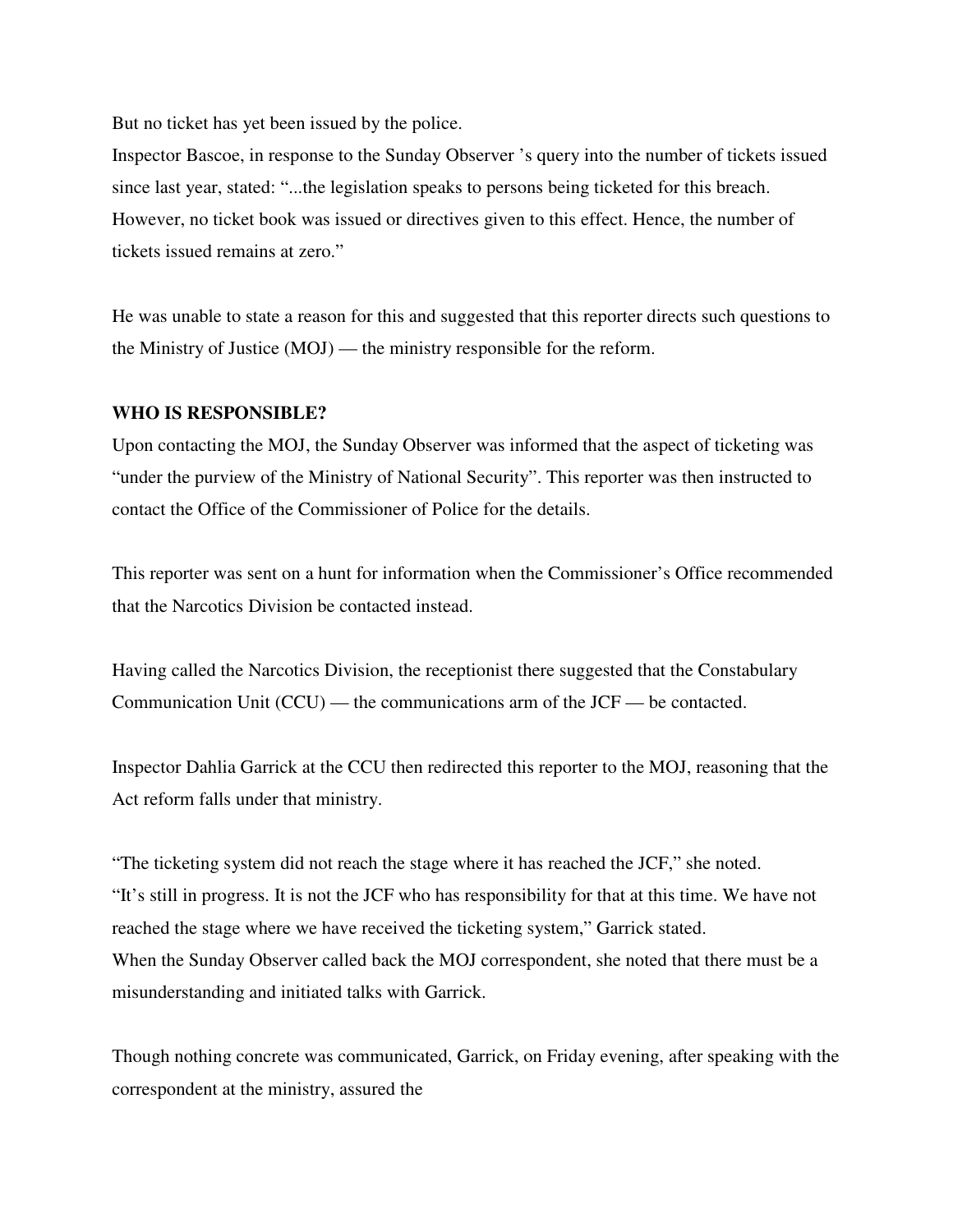But no ticket has yet been issued by the police.

Inspector Bascoe, in response to the Sunday Observer 's query into the number of tickets issued since last year, stated: "...the legislation speaks to persons being ticketed for this breach. However, no ticket book was issued or directives given to this effect. Hence, the number of tickets issued remains at zero."

He was unable to state a reason for this and suggested that this reporter directs such questions to the Ministry of Justice (MOJ) — the ministry responsible for the reform.

**WHO IS RESPONSIBLE?**

Upon contacting the MOJ, the Sunday Observer was informed that the aspect of ticketing was "under the purview of the Ministry of National Security". This reporter was then instructed to contact the Office of the Commissioner of Police for the details.

This reporter was sent on a hunt for information when the Commissioner's Office recommended that the Narcotics Division be contacted instead.

Having called the Narcotics Division, the receptionist there suggested that the Constabulary Communication Unit (CCU) — the communications arm of the JCF — be contacted.

Inspector Dahlia Garrick at the CCU then redirected this reporter to the MOJ, reasoning that the Act reform falls under that ministry.

"The ticketing system did not reach the stage where it has reached the JCF," she noted.
"It's still in progress. It is not the JCF who has responsibility for that at this time. We have not reached the stage where we have received the ticketing system," Garrick stated.
When the Sunday Observer called back the MOJ correspondent, she noted that there must be a misunderstanding and initiated talks with Garrick.

Though nothing concrete was communicated, Garrick, on Friday evening, after speaking with the correspondent at the ministry, assured the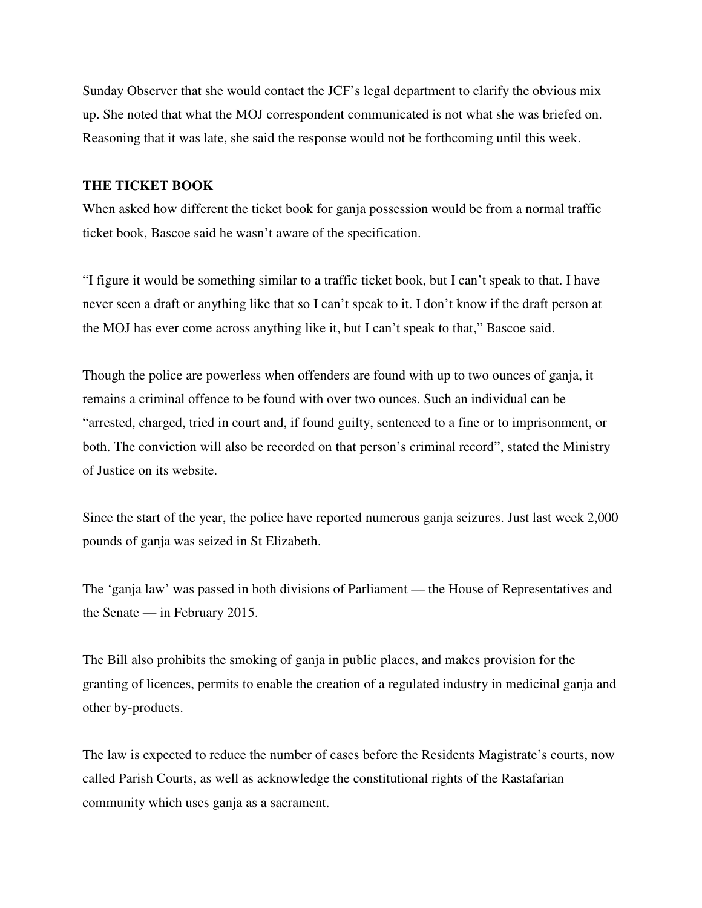Sunday Observer that she would contact the JCF's legal department to clarify the obvious mix up. She noted that what the MOJ correspondent communicated is not what she was briefed on. Reasoning that it was late, she said the response would not be forthcoming until this week.

**THE TICKET BOOK**

When asked how different the ticket book for ganja possession would be from a normal traffic ticket book, Bascoe said he wasn't aware of the specification.

"I figure it would be something similar to a traffic ticket book, but I can't speak to that. I have never seen a draft or anything like that so I can't speak to it. I don't know if the draft person at the MOJ has ever come across anything like it, but I can't speak to that," Bascoe said.

Though the police are powerless when offenders are found with up to two ounces of ganja, it remains a criminal offence to be found with over two ounces. Such an individual can be "arrested, charged, tried in court and, if found guilty, sentenced to a fine or to imprisonment, or both. The conviction will also be recorded on that person's criminal record", stated the Ministry of Justice on its website.

Since the start of the year, the police have reported numerous ganja seizures. Just last week 2,000 pounds of ganja was seized in St Elizabeth.

The 'ganja law' was passed in both divisions of Parliament — the House of Representatives and the Senate — in February 2015.

The Bill also prohibits the smoking of ganja in public places, and makes provision for the granting of licences, permits to enable the creation of a regulated industry in medicinal ganja and other by-products.

The law is expected to reduce the number of cases before the Residents Magistrate's courts, now called Parish Courts, as well as acknowledge the constitutional rights of the Rastafarian community which uses ganja as a sacrament.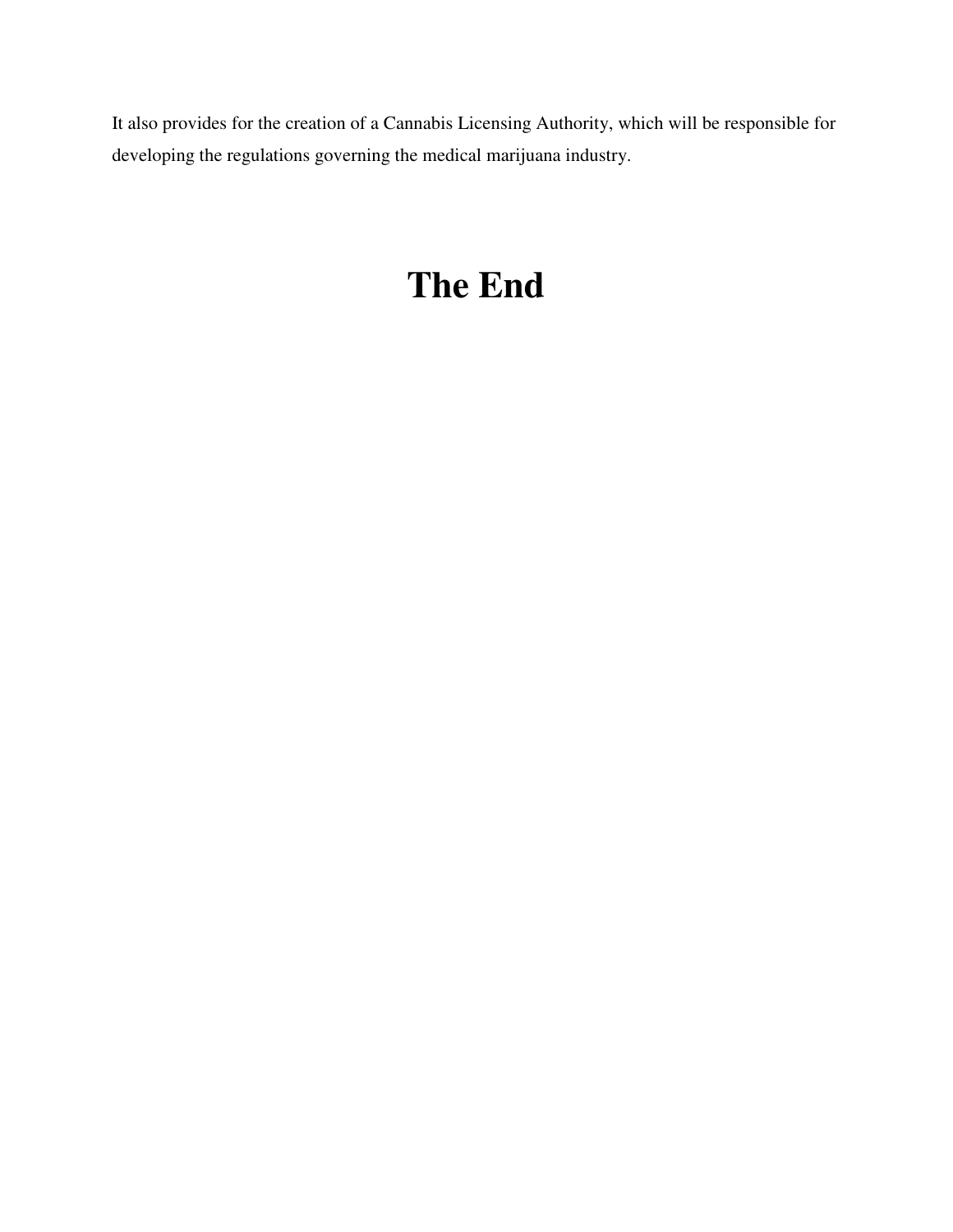It also provides for the creation of a Cannabis Licensing Authority, which will be responsible for developing the regulations governing the medical marijuana industry.

# The End